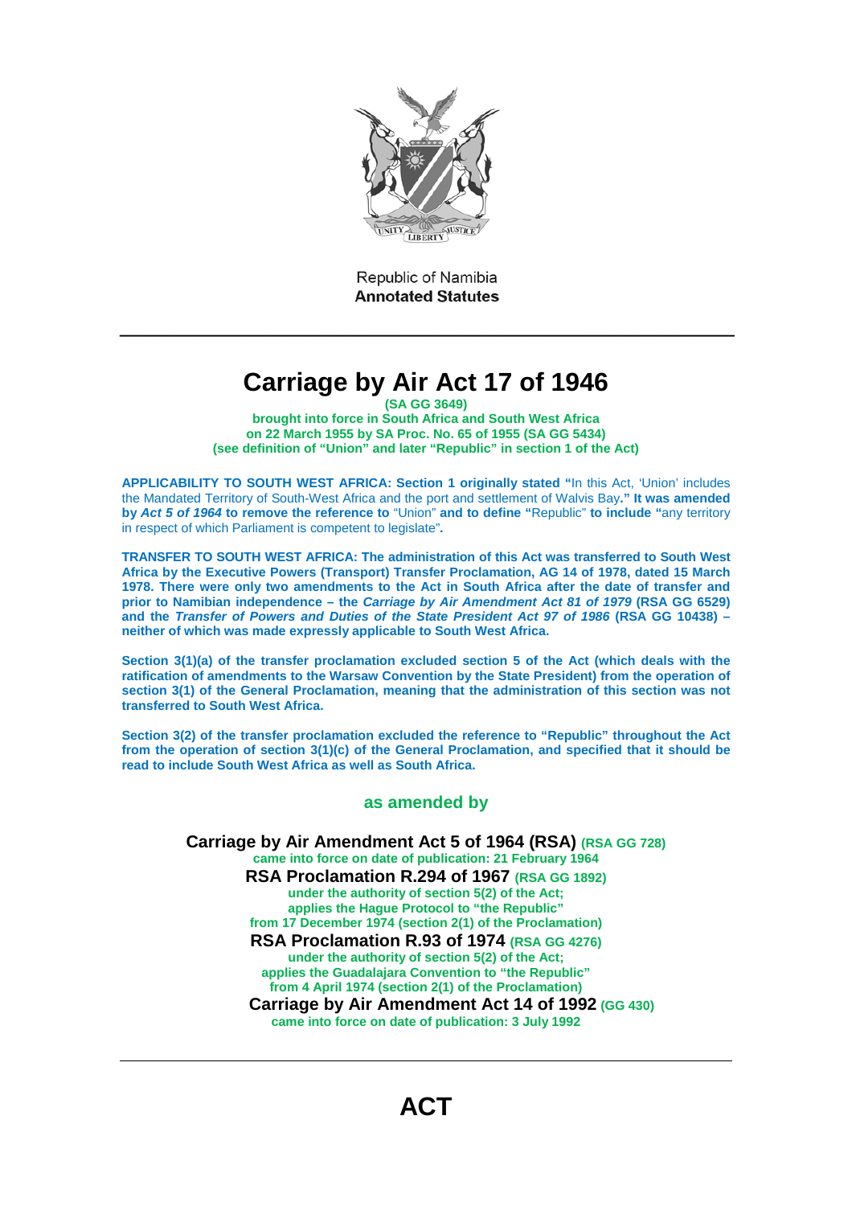Republic of Namibia
**Annotated Statutes**

---

# Carriage by Air Act 17 of 1946

**(SA GG 3649)**
**brought into force in South Africa and South West Africa**
**on 22 March 1955 by SA Proc. No. 65 of 1955 (SA GG 5434)**
**(see definition of "Union" and later "Republic" in section 1 of the Act)**

**APPLICABILITY TO SOUTH WEST AFRICA: Section 1 originally stated "**In this Act, 'Union' includes the Mandated Territory of South-West Africa and the port and settlement of Walvis Bay**." It was amended by** ***Act 5 of 1964*** **to remove the reference to** "Union" **and to define "**Republic" **to include "**any territory in respect of which Parliament is competent to legislate"**.**

**TRANSFER TO SOUTH WEST AFRICA: The administration of this Act was transferred to South West Africa by the Executive Powers (Transport) Transfer Proclamation, AG 14 of 1978, dated 15 March 1978. There were only two amendments to the Act in South Africa after the date of transfer and prior to Namibian independence – the** ***Carriage by Air Amendment Act 81 of 1979*** **(RSA GG 6529) and the** ***Transfer of Powers and Duties of the State President Act 97 of 1986*** **(RSA GG 10438) – neither of which was made expressly applicable to South West Africa.**

**Section 3(1)(a) of the transfer proclamation excluded section 5 of the Act (which deals with the ratification of amendments to the Warsaw Convention by the State President) from the operation of section 3(1) of the General Proclamation, meaning that the administration of this section was not transferred to South West Africa.**

**Section 3(2) of the transfer proclamation excluded the reference to "Republic" throughout the Act from the operation of section 3(1)(c) of the General Proclamation, and specified that it should be read to include South West Africa as well as South Africa.**

**as amended by**

**Carriage by Air Amendment Act 5 of 1964 (RSA)** **(RSA GG 728)**
**came into force on date of publication: 21 February 1964**
**RSA Proclamation R.294 of 1967** **(RSA GG 1892)**
**under the authority of section 5(2) of the Act;**
**applies the Hague Protocol to "the Republic"**
**from 17 December 1974 (section 2(1) of the Proclamation)**
**RSA Proclamation R.93 of 1974** **(RSA GG 4276)**
**under the authority of section 5(2) of the Act;**
**applies the Guadalajara Convention to "the Republic"**
**from 4 April 1974 (section 2(1) of the Proclamation)**
**Carriage by Air Amendment Act 14 of 1992** **(GG 430)**
**came into force on date of publication: 3 July 1992**

---

# ACT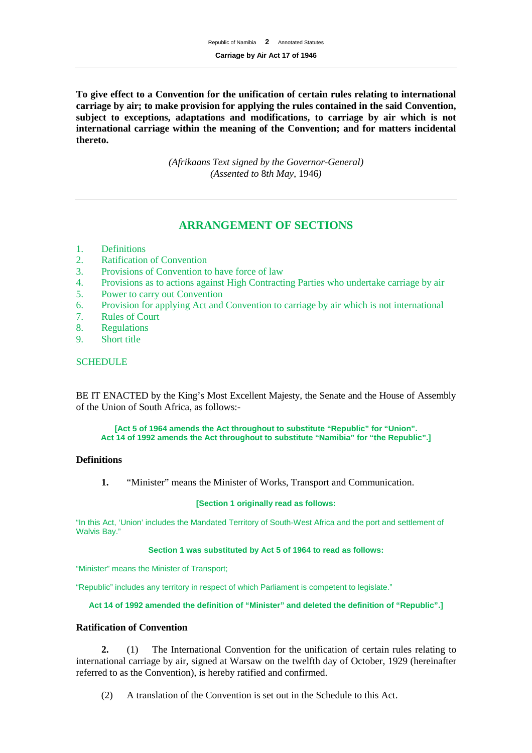**To give effect to a Convention for the unification of certain rules relating to international carriage by air; to make provision for applying the rules contained in the said Convention, subject to exceptions, adaptations and modifications, to carriage by air which is not international carriage within the meaning of the Convention; and for matters incidental thereto.**

*(Afrikaans Text signed by the Governor-General)*
*(Assented to 8th May, 1946)*

## ARRANGEMENT OF SECTIONS

1. Definitions
2. Ratification of Convention
3. Provisions of Convention to have force of law
4. Provisions as to actions against High Contracting Parties who undertake carriage by air
5. Power to carry out Convention
6. Provision for applying Act and Convention to carriage by air which is not international
7. Rules of Court
8. Regulations
9. Short title

SCHEDULE

BE IT ENACTED by the King's Most Excellent Majesty, the Senate and the House of Assembly of the Union of South Africa, as follows:-

**[Act 5 of 1964 amends the Act throughout to substitute "Republic" for "Union". Act 14 of 1992 amends the Act throughout to substitute "Namibia" for "the Republic".]**

### Definitions

**1.** "Minister" means the Minister of Works, Transport and Communication.

**[Section 1 originally read as follows:**

"In this Act, 'Union' includes the Mandated Territory of South-West Africa and the port and settlement of Walvis Bay."

**Section 1 was substituted by Act 5 of 1964 to read as follows:**

"Minister" means the Minister of Transport;

"Republic" includes any territory in respect of which Parliament is competent to legislate."

**Act 14 of 1992 amended the definition of "Minister" and deleted the definition of "Republic".]**

### Ratification of Convention

**2.** (1) The International Convention for the unification of certain rules relating to international carriage by air, signed at Warsaw on the twelfth day of October, 1929 (hereinafter referred to as the Convention), is hereby ratified and confirmed.

(2) A translation of the Convention is set out in the Schedule to this Act.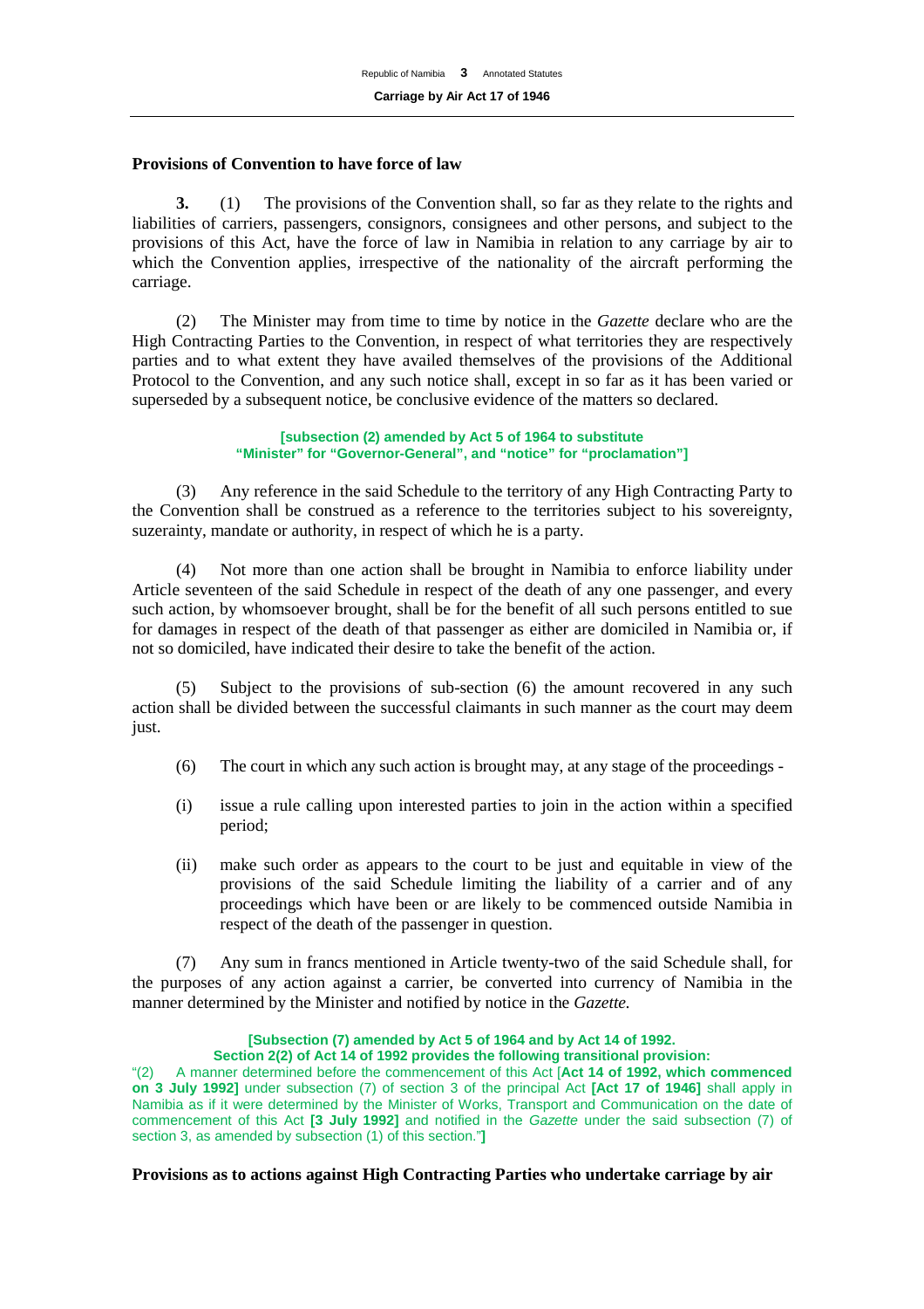**Provisions of Convention to have force of law**

**3.** (1) The provisions of the Convention shall, so far as they relate to the rights and liabilities of carriers, passengers, consignors, consignees and other persons, and subject to the provisions of this Act, have the force of law in Namibia in relation to any carriage by air to which the Convention applies, irrespective of the nationality of the aircraft performing the carriage.

(2) The Minister may from time to time by notice in the *Gazette* declare who are the High Contracting Parties to the Convention, in respect of what territories they are respectively parties and to what extent they have availed themselves of the provisions of the Additional Protocol to the Convention, and any such notice shall, except in so far as it has been varied or superseded by a subsequent notice, be conclusive evidence of the matters so declared.

**[subsection (2) amended by Act 5 of 1964 to substitute "Minister" for "Governor-General", and "notice" for "proclamation"]**

(3) Any reference in the said Schedule to the territory of any High Contracting Party to the Convention shall be construed as a reference to the territories subject to his sovereignty, suzerainty, mandate or authority, in respect of which he is a party.

(4) Not more than one action shall be brought in Namibia to enforce liability under Article seventeen of the said Schedule in respect of the death of any one passenger, and every such action, by whomsoever brought, shall be for the benefit of all such persons entitled to sue for damages in respect of the death of that passenger as either are domiciled in Namibia or, if not so domiciled, have indicated their desire to take the benefit of the action.

(5) Subject to the provisions of sub-section (6) the amount recovered in any such action shall be divided between the successful claimants in such manner as the court may deem just.

(6) The court in which any such action is brought may, at any stage of the proceedings -

(i) issue a rule calling upon interested parties to join in the action within a specified period;

(ii) make such order as appears to the court to be just and equitable in view of the provisions of the said Schedule limiting the liability of a carrier and of any proceedings which have been or are likely to be commenced outside Namibia in respect of the death of the passenger in question.

(7) Any sum in francs mentioned in Article twenty-two of the said Schedule shall, for the purposes of any action against a carrier, be converted into currency of Namibia in the manner determined by the Minister and notified by notice in the *Gazette.*

**[Subsection (7) amended by Act 5 of 1964 and by Act 14 of 1992. Section 2(2) of Act 14 of 1992 provides the following transitional provision:**
"(2) A manner determined before the commencement of this Act [**Act 14 of 1992, which commenced on 3 July 1992]** under subsection (7) of section 3 of the principal Act **[Act 17 of 1946]** shall apply in Namibia as if it were determined by the Minister of Works, Transport and Communication on the date of commencement of this Act **[3 July 1992]** and notified in the *Gazette* under the said subsection (7) of section 3, as amended by subsection (1) of this section."**]**

**Provisions as to actions against High Contracting Parties who undertake carriage by air**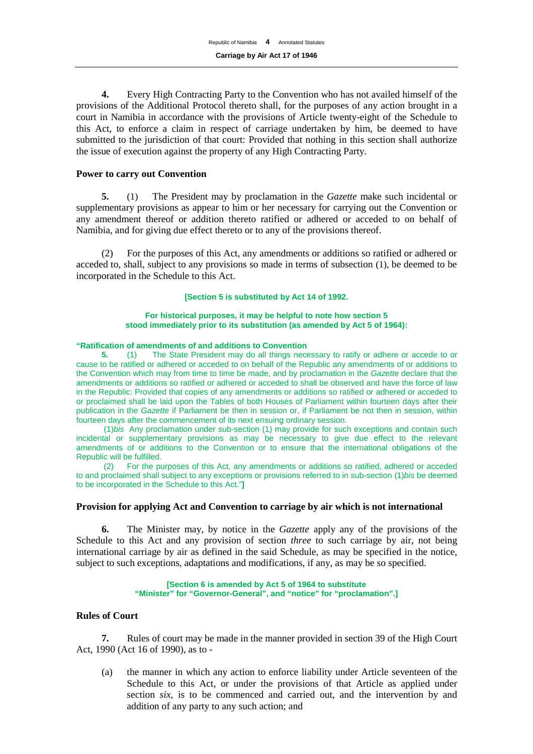**4.** Every High Contracting Party to the Convention who has not availed himself of the provisions of the Additional Protocol thereto shall, for the purposes of any action brought in a court in Namibia in accordance with the provisions of Article twenty-eight of the Schedule to this Act, to enforce a claim in respect of carriage undertaken by him, be deemed to have submitted to the jurisdiction of that court: Provided that nothing in this section shall authorize the issue of execution against the property of any High Contracting Party.

**Power to carry out Convention**

**5.** (1) The President may by proclamation in the *Gazette* make such incidental or supplementary provisions as appear to him or her necessary for carrying out the Convention or any amendment thereof or addition thereto ratified or adhered or acceded to on behalf of Namibia, and for giving due effect thereto or to any of the provisions thereof.

(2) For the purposes of this Act, any amendments or additions so ratified or adhered or acceded to, shall, subject to any provisions so made in terms of subsection (1), be deemed to be incorporated in the Schedule to this Act.

**[Section 5 is substituted by Act 14 of 1992.**

**For historical purposes, it may be helpful to note how section 5 stood immediately prior to its substitution (as amended by Act 5 of 1964):**

**"Ratification of amendments of and additions to Convention**

**5.** (1) The State President may do all things necessary to ratify or adhere or accede to or cause to be ratified or adhered or acceded to on behalf of the Republic any amendments of or additions to the Convention which may from time to time be made, and by proclamation in the *Gazette* declare that the amendments or additions so ratified or adhered or acceded to shall be observed and have the force of law in the Republic: Provided that copies of any amendments or additions so ratified or adhered or acceded to or proclaimed shall be laid upon the Tables of both Houses of Parliament within fourteen days after their publication in the *Gazette* if Parliament be then in session or, if Parliament be not then in session, within fourteen days after the commencement of its next ensuing ordinary session.

(1)*bis* Any proclamation under sub-section (1) may provide for such exceptions and contain such incidental or supplementary provisions as may be necessary to give due effect to the relevant amendments of or additions to the Convention or to ensure that the international obligations of the Republic will be fulfilled.

(2) For the purposes of this Act, any amendments or additions so ratified, adhered or acceded to and proclaimed shall subject to any exceptions or provisions referred to in sub-section (1)*bis* be deemed to be incorporated in the Schedule to this Act."**]**

**Provision for applying Act and Convention to carriage by air which is not international**

**6.** The Minister may, by notice in the *Gazette* apply any of the provisions of the Schedule to this Act and any provision of section *three* to such carriage by air, not being international carriage by air as defined in the said Schedule, as may be specified in the notice, subject to such exceptions, adaptations and modifications, if any, as may be so specified.

**[Section 6 is amended by Act 5 of 1964 to substitute "Minister" for "Governor-General", and "notice" for "proclamation".]**

**Rules of Court**

**7.** Rules of court may be made in the manner provided in section 39 of the High Court Act, 1990 (Act 16 of 1990), as to -

(a) the manner in which any action to enforce liability under Article seventeen of the Schedule to this Act, or under the provisions of that Article as applied under section *six*, is to be commenced and carried out, and the intervention by and addition of any party to any such action; and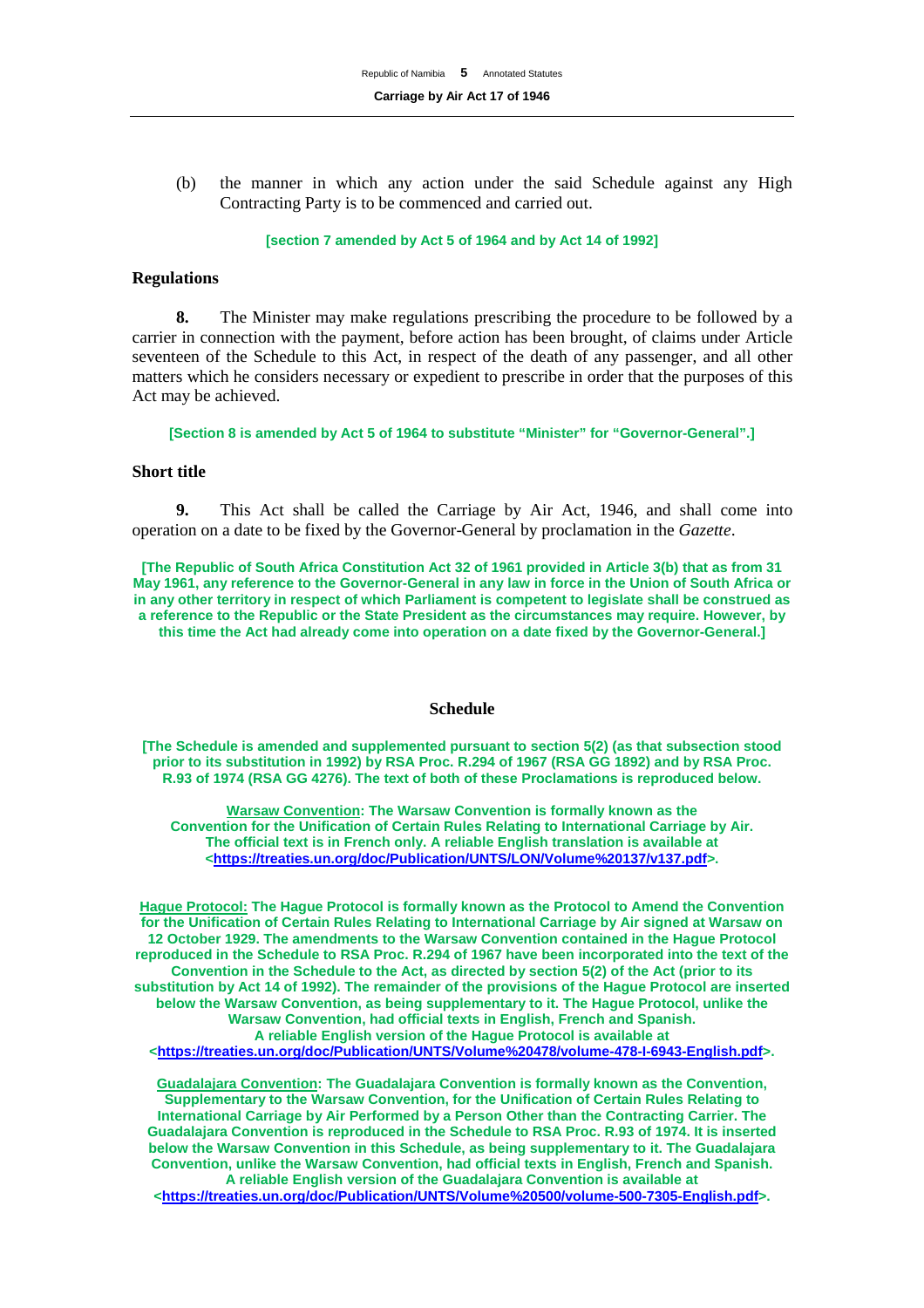(b) the manner in which any action under the said Schedule against any High Contracting Party is to be commenced and carried out.

**[section 7 amended by Act 5 of 1964 and by Act 14 of 1992]**

### Regulations

**8.** The Minister may make regulations prescribing the procedure to be followed by a carrier in connection with the payment, before action has been brought, of claims under Article seventeen of the Schedule to this Act, in respect of the death of any passenger, and all other matters which he considers necessary or expedient to prescribe in order that the purposes of this Act may be achieved.

**[Section 8 is amended by Act 5 of 1964 to substitute "Minister" for "Governor-General".]**

### Short title

**9.** This Act shall be called the Carriage by Air Act, 1946, and shall come into operation on a date to be fixed by the Governor-General by proclamation in the *Gazette*.

**[The Republic of South Africa Constitution Act 32 of 1961 provided in Article 3(b) that as from 31 May 1961, any reference to the Governor-General in any law in force in the Union of South Africa or in any other territory in respect of which Parliament is competent to legislate shall be construed as a reference to the Republic or the State President as the circumstances may require. However, by this time the Act had already come into operation on a date fixed by the Governor-General.]**

## Schedule

**[The Schedule is amended and supplemented pursuant to section 5(2) (as that subsection stood prior to its substitution in 1992) by RSA Proc. R.294 of 1967 (RSA GG 1892) and by RSA Proc. R.93 of 1974 (RSA GG 4276). The text of both of these Proclamations is reproduced below.**

**Warsaw Convention: The Warsaw Convention is formally known as the Convention for the Unification of Certain Rules Relating to International Carriage by Air. The official text is in French only. A reliable English translation is available at <https://treaties.un.org/doc/Publication/UNTS/LON/Volume%20137/v137.pdf>.**

**Hague Protocol: The Hague Protocol is formally known as the Protocol to Amend the Convention for the Unification of Certain Rules Relating to International Carriage by Air signed at Warsaw on 12 October 1929. The amendments to the Warsaw Convention contained in the Hague Protocol reproduced in the Schedule to RSA Proc. R.294 of 1967 have been incorporated into the text of the Convention in the Schedule to the Act, as directed by section 5(2) of the Act (prior to its substitution by Act 14 of 1992). The remainder of the provisions of the Hague Protocol are inserted below the Warsaw Convention, as being supplementary to it. The Hague Protocol, unlike the Warsaw Convention, had official texts in English, French and Spanish. A reliable English version of the Hague Protocol is available at <https://treaties.un.org/doc/Publication/UNTS/Volume%20478/volume-478-I-6943-English.pdf>.**

**Guadalajara Convention: The Guadalajara Convention is formally known as the Convention, Supplementary to the Warsaw Convention, for the Unification of Certain Rules Relating to International Carriage by Air Performed by a Person Other than the Contracting Carrier. The Guadalajara Convention is reproduced in the Schedule to RSA Proc. R.93 of 1974. It is inserted below the Warsaw Convention in this Schedule, as being supplementary to it. The Guadalajara Convention, unlike the Warsaw Convention, had official texts in English, French and Spanish. A reliable English version of the Guadalajara Convention is available at <https://treaties.un.org/doc/Publication/UNTS/Volume%20500/volume-500-7305-English.pdf>.**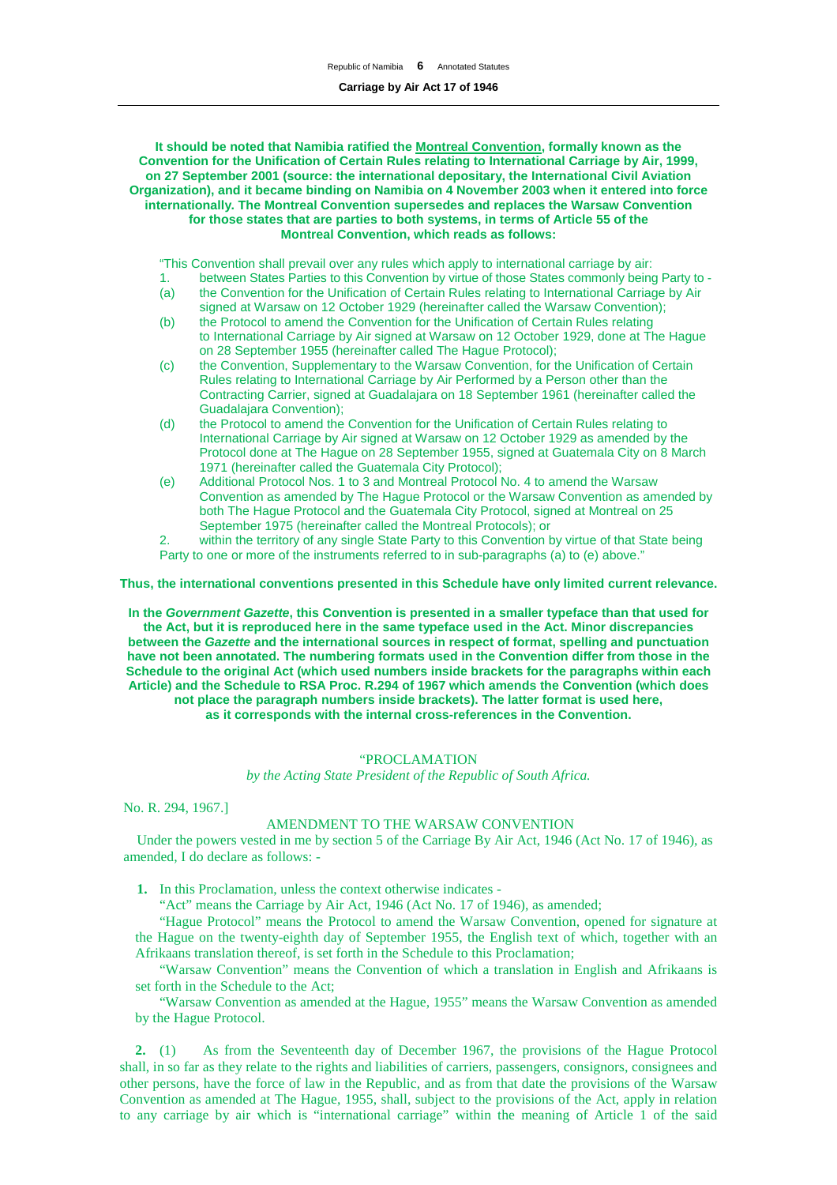**It should be noted that Namibia ratified the Montreal Convention, formally known as the Convention for the Unification of Certain Rules relating to International Carriage by Air, 1999, on 27 September 2001 (source: the international depositary, the International Civil Aviation Organization), and it became binding on Namibia on 4 November 2003 when it entered into force internationally. The Montreal Convention supersedes and replaces the Warsaw Convention for those states that are parties to both systems, in terms of Article 55 of the Montreal Convention, which reads as follows:**

"This Convention shall prevail over any rules which apply to international carriage by air:

1. between States Parties to this Convention by virtue of those States commonly being Party to -

(a) the Convention for the Unification of Certain Rules relating to International Carriage by Air signed at Warsaw on 12 October 1929 (hereinafter called the Warsaw Convention);

(b) the Protocol to amend the Convention for the Unification of Certain Rules relating to International Carriage by Air signed at Warsaw on 12 October 1929, done at The Hague on 28 September 1955 (hereinafter called The Hague Protocol);

(c) the Convention, Supplementary to the Warsaw Convention, for the Unification of Certain Rules relating to International Carriage by Air Performed by a Person other than the Contracting Carrier, signed at Guadalajara on 18 September 1961 (hereinafter called the Guadalajara Convention);

(d) the Protocol to amend the Convention for the Unification of Certain Rules relating to International Carriage by Air signed at Warsaw on 12 October 1929 as amended by the Protocol done at The Hague on 28 September 1955, signed at Guatemala City on 8 March 1971 (hereinafter called the Guatemala City Protocol);

(e) Additional Protocol Nos. 1 to 3 and Montreal Protocol No. 4 to amend the Warsaw Convention as amended by The Hague Protocol or the Warsaw Convention as amended by both The Hague Protocol and the Guatemala City Protocol, signed at Montreal on 25 September 1975 (hereinafter called the Montreal Protocols); or

2. within the territory of any single State Party to this Convention by virtue of that State being Party to one or more of the instruments referred to in sub-paragraphs (a) to (e) above."

**Thus, the international conventions presented in this Schedule have only limited current relevance.**

**In the *Government Gazette*, this Convention is presented in a smaller typeface than that used for the Act, but it is reproduced here in the same typeface used in the Act. Minor discrepancies between the *Gazette* and the international sources in respect of format, spelling and punctuation have not been annotated. The numbering formats used in the Convention differ from those in the Schedule to the original Act (which used numbers inside brackets for the paragraphs within each Article) and the Schedule to RSA Proc. R.294 of 1967 which amends the Convention (which does not place the paragraph numbers inside brackets). The latter format is used here, as it corresponds with the internal cross-references in the Convention.**

"PROCLAMATION

*by the Acting State President of the Republic of South Africa.*

No. R. 294, 1967.]

AMENDMENT TO THE WARSAW CONVENTION

Under the powers vested in me by section 5 of the Carriage By Air Act, 1946 (Act No. 17 of 1946), as amended, I do declare as follows: -

**1.** In this Proclamation, unless the context otherwise indicates -

"Act" means the Carriage by Air Act, 1946 (Act No. 17 of 1946), as amended;

"Hague Protocol" means the Protocol to amend the Warsaw Convention, opened for signature at the Hague on the twenty-eighth day of September 1955, the English text of which, together with an Afrikaans translation thereof, is set forth in the Schedule to this Proclamation;

"Warsaw Convention" means the Convention of which a translation in English and Afrikaans is set forth in the Schedule to the Act;

"Warsaw Convention as amended at the Hague, 1955" means the Warsaw Convention as amended by the Hague Protocol.

**2.** (1) As from the Seventeenth day of December 1967, the provisions of the Hague Protocol shall, in so far as they relate to the rights and liabilities of carriers, passengers, consignors, consignees and other persons, have the force of law in the Republic, and as from that date the provisions of the Warsaw Convention as amended at The Hague, 1955, shall, subject to the provisions of the Act, apply in relation to any carriage by air which is "international carriage" within the meaning of Article 1 of the said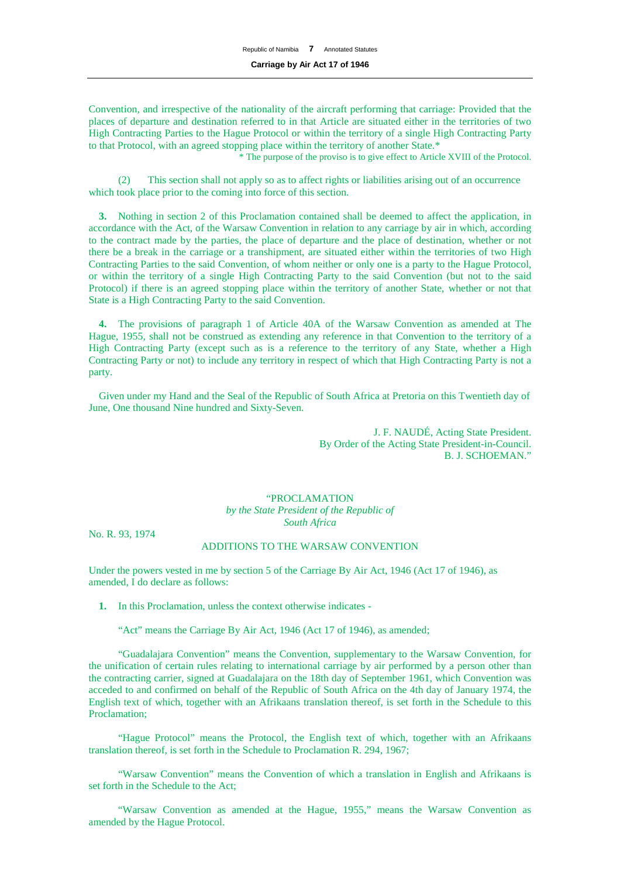Convention, and irrespective of the nationality of the aircraft performing that carriage: Provided that the places of departure and destination referred to in that Article are situated either in the territories of two High Contracting Parties to the Hague Protocol or within the territory of a single High Contracting Party to that Protocol, with an agreed stopping place within the territory of another State.*

\* The purpose of the proviso is to give effect to Article XVIII of the Protocol.

(2) This section shall not apply so as to affect rights or liabilities arising out of an occurrence which took place prior to the coming into force of this section.

**3.** Nothing in section 2 of this Proclamation contained shall be deemed to affect the application, in accordance with the Act, of the Warsaw Convention in relation to any carriage by air in which, according to the contract made by the parties, the place of departure and the place of destination, whether or not there be a break in the carriage or a transhipment, are situated either within the territories of two High Contracting Parties to the said Convention, of whom neither or only one is a party to the Hague Protocol, or within the territory of a single High Contracting Party to the said Convention (but not to the said Protocol) if there is an agreed stopping place within the territory of another State, whether or not that State is a High Contracting Party to the said Convention.

**4.** The provisions of paragraph 1 of Article 40A of the Warsaw Convention as amended at The Hague, 1955, shall not be construed as extending any reference in that Convention to the territory of a High Contracting Party (except such as is a reference to the territory of any State, whether a High Contracting Party or not) to include any territory in respect of which that High Contracting Party is not a party.

Given under my Hand and the Seal of the Republic of South Africa at Pretoria on this Twentieth day of June, One thousand Nine hundred and Sixty-Seven.

J. F. NAUDÉ, Acting State President.
By Order of the Acting State President-in-Council.
B. J. SCHOEMAN."

"PROCLAMATION
*by the State President of the Republic of South Africa*

No. R. 93, 1974

ADDITIONS TO THE WARSAW CONVENTION

Under the powers vested in me by section 5 of the Carriage By Air Act, 1946 (Act 17 of 1946), as amended, I do declare as follows:

**1.** In this Proclamation, unless the context otherwise indicates -

"Act" means the Carriage By Air Act, 1946 (Act 17 of 1946), as amended;

"Guadalajara Convention" means the Convention, supplementary to the Warsaw Convention, for the unification of certain rules relating to international carriage by air performed by a person other than the contracting carrier, signed at Guadalajara on the 18th day of September 1961, which Convention was acceded to and confirmed on behalf of the Republic of South Africa on the 4th day of January 1974, the English text of which, together with an Afrikaans translation thereof, is set forth in the Schedule to this Proclamation;

"Hague Protocol" means the Protocol, the English text of which, together with an Afrikaans translation thereof, is set forth in the Schedule to Proclamation R. 294, 1967;

"Warsaw Convention" means the Convention of which a translation in English and Afrikaans is set forth in the Schedule to the Act;

"Warsaw Convention as amended at the Hague, 1955," means the Warsaw Convention as amended by the Hague Protocol.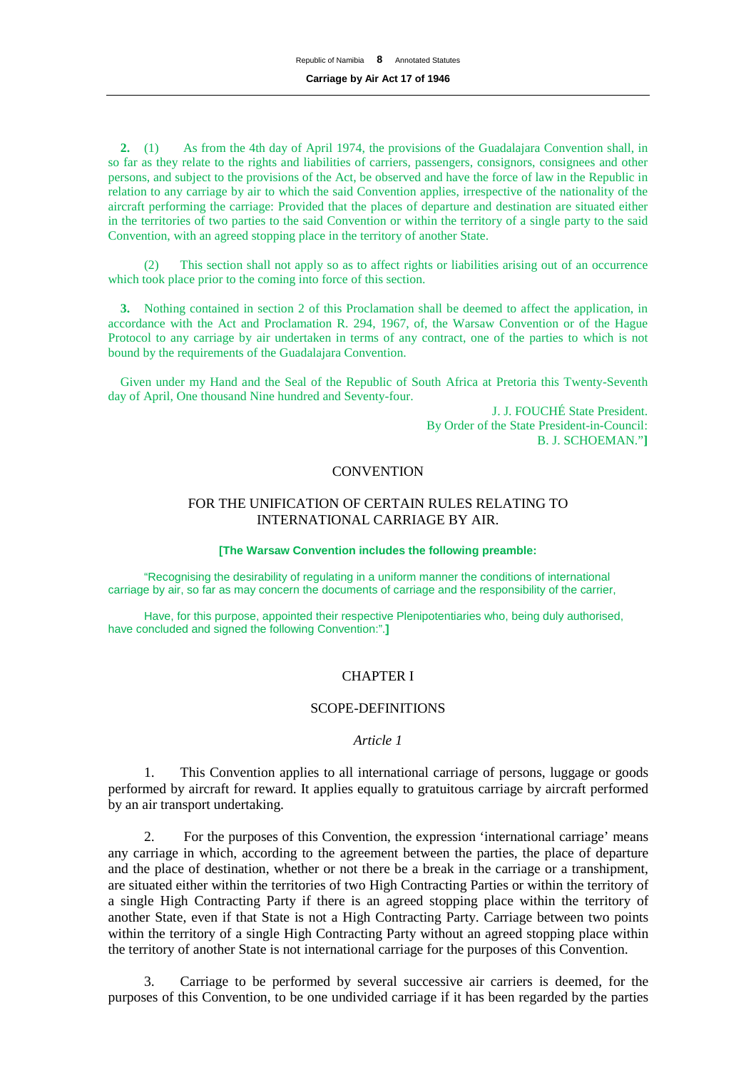**2.** (1) As from the 4th day of April 1974, the provisions of the Guadalajara Convention shall, in so far as they relate to the rights and liabilities of carriers, passengers, consignors, consignees and other persons, and subject to the provisions of the Act, be observed and have the force of law in the Republic in relation to any carriage by air to which the said Convention applies, irrespective of the nationality of the aircraft performing the carriage: Provided that the places of departure and destination are situated either in the territories of two parties to the said Convention or within the territory of a single party to the said Convention, with an agreed stopping place in the territory of another State.

(2) This section shall not apply so as to affect rights or liabilities arising out of an occurrence which took place prior to the coming into force of this section.

**3.** Nothing contained in section 2 of this Proclamation shall be deemed to affect the application, in accordance with the Act and Proclamation R. 294, 1967, of, the Warsaw Convention or of the Hague Protocol to any carriage by air undertaken in terms of any contract, one of the parties to which is not bound by the requirements of the Guadalajara Convention.

Given under my Hand and the Seal of the Republic of South Africa at Pretoria this Twenty-Seventh day of April, One thousand Nine hundred and Seventy-four.

J. J. FOUCHÉ State President.
By Order of the State President-in-Council:
B. J. SCHOEMAN."**]**

# CONVENTION

## FOR THE UNIFICATION OF CERTAIN RULES RELATING TO INTERNATIONAL CARRIAGE BY AIR.

**[The Warsaw Convention includes the following preamble:**

"Recognising the desirability of regulating in a uniform manner the conditions of international carriage by air, so far as may concern the documents of carriage and the responsibility of the carrier,

Have, for this purpose, appointed their respective Plenipotentiaries who, being duly authorised, have concluded and signed the following Convention:".**]**

## CHAPTER I

## SCOPE-DEFINITIONS

### *Article 1*

1. This Convention applies to all international carriage of persons, luggage or goods performed by aircraft for reward. It applies equally to gratuitous carriage by aircraft performed by an air transport undertaking.

2. For the purposes of this Convention, the expression 'international carriage' means any carriage in which, according to the agreement between the parties, the place of departure and the place of destination, whether or not there be a break in the carriage or a transhipment, are situated either within the territories of two High Contracting Parties or within the territory of a single High Contracting Party if there is an agreed stopping place within the territory of another State, even if that State is not a High Contracting Party. Carriage between two points within the territory of a single High Contracting Party without an agreed stopping place within the territory of another State is not international carriage for the purposes of this Convention.

3. Carriage to be performed by several successive air carriers is deemed, for the purposes of this Convention, to be one undivided carriage if it has been regarded by the parties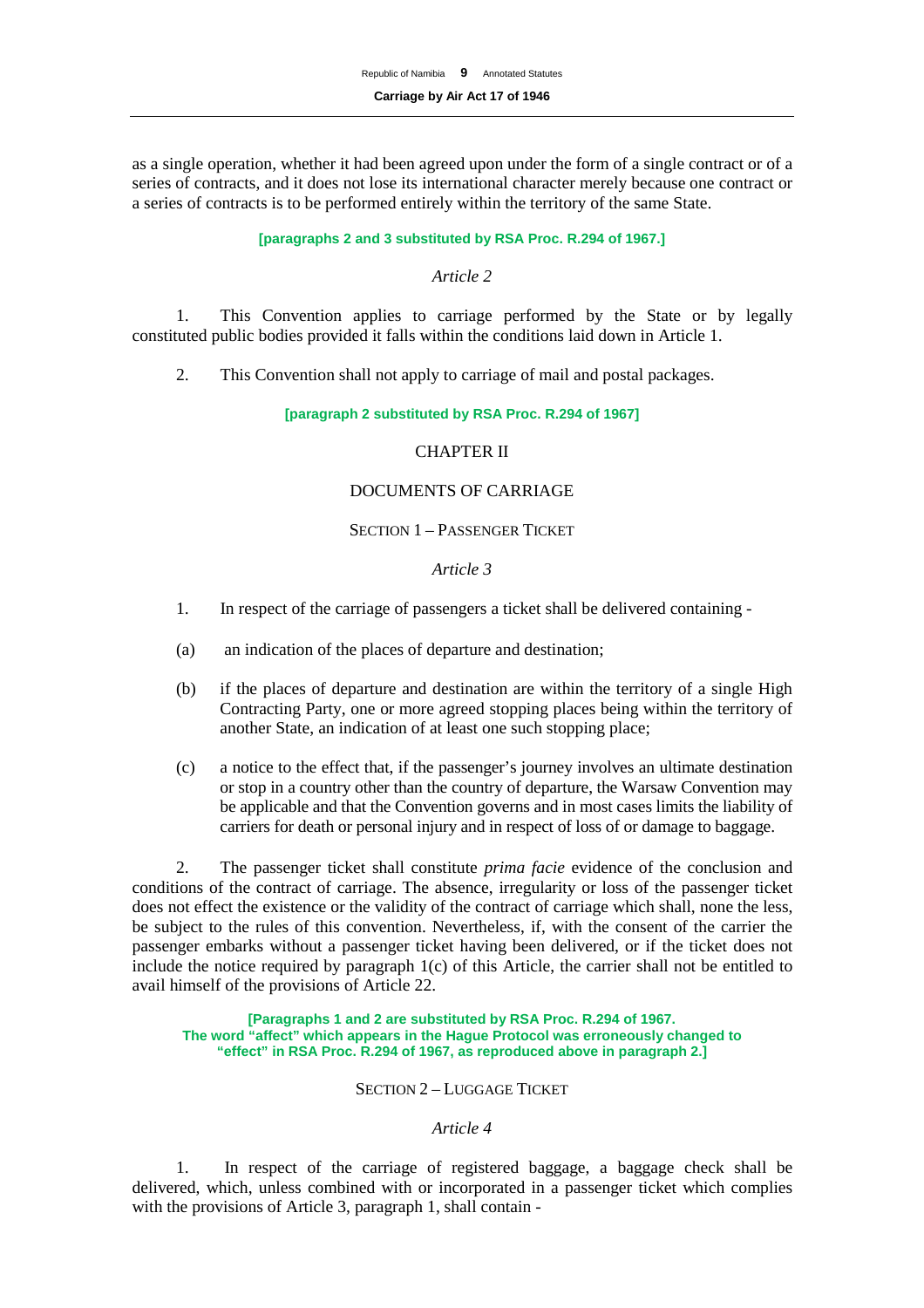as a single operation, whether it had been agreed upon under the form of a single contract or of a series of contracts, and it does not lose its international character merely because one contract or a series of contracts is to be performed entirely within the territory of the same State.

**[paragraphs 2 and 3 substituted by RSA Proc. R.294 of 1967.]**

*Article 2*

1. This Convention applies to carriage performed by the State or by legally constituted public bodies provided it falls within the conditions laid down in Article 1.

2. This Convention shall not apply to carriage of mail and postal packages.

**[paragraph 2 substituted by RSA Proc. R.294 of 1967]**

CHAPTER II

DOCUMENTS OF CARRIAGE

SECTION 1 – PASSENGER TICKET

*Article 3*

1. In respect of the carriage of passengers a ticket shall be delivered containing -

(a) an indication of the places of departure and destination;

(b) if the places of departure and destination are within the territory of a single High Contracting Party, one or more agreed stopping places being within the territory of another State, an indication of at least one such stopping place;

(c) a notice to the effect that, if the passenger's journey involves an ultimate destination or stop in a country other than the country of departure, the Warsaw Convention may be applicable and that the Convention governs and in most cases limits the liability of carriers for death or personal injury and in respect of loss of or damage to baggage.

2. The passenger ticket shall constitute *prima facie* evidence of the conclusion and conditions of the contract of carriage. The absence, irregularity or loss of the passenger ticket does not effect the existence or the validity of the contract of carriage which shall, none the less, be subject to the rules of this convention. Nevertheless, if, with the consent of the carrier the passenger embarks without a passenger ticket having been delivered, or if the ticket does not include the notice required by paragraph 1(c) of this Article, the carrier shall not be entitled to avail himself of the provisions of Article 22.

**[Paragraphs 1 and 2 are substituted by RSA Proc. R.294 of 1967. The word "affect" which appears in the Hague Protocol was erroneously changed to "effect" in RSA Proc. R.294 of 1967, as reproduced above in paragraph 2.]**

SECTION 2 – LUGGAGE TICKET

*Article 4*

1. In respect of the carriage of registered baggage, a baggage check shall be delivered, which, unless combined with or incorporated in a passenger ticket which complies with the provisions of Article 3, paragraph 1, shall contain -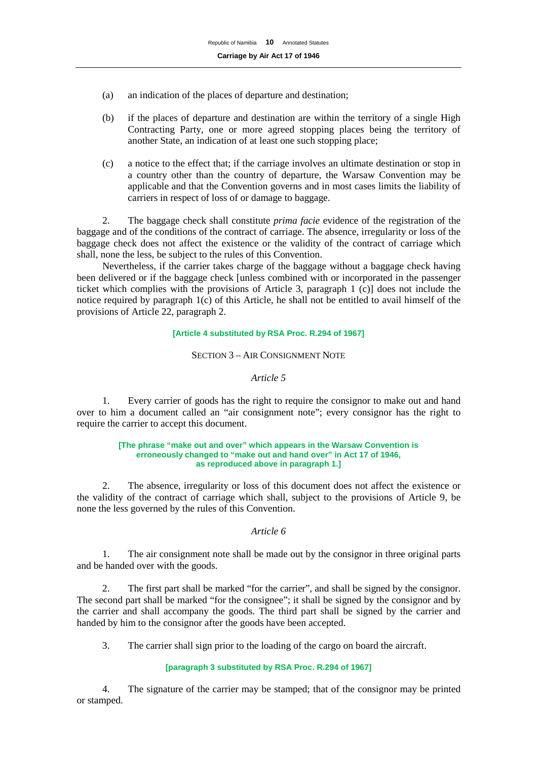(a) an indication of the places of departure and destination;

(b) if the places of departure and destination are within the territory of a single High Contracting Party, one or more agreed stopping places being the territory of another State, an indication of at least one such stopping place;

(c) a notice to the effect that; if the carriage involves an ultimate destination or stop in a country other than the country of departure, the Warsaw Convention may be applicable and that the Convention governs and in most cases limits the liability of carriers in respect of loss of or damage to baggage.

2. The baggage check shall constitute *prima facie* evidence of the registration of the baggage and of the conditions of the contract of carriage. The absence, irregularity or loss of the baggage check does not affect the existence or the validity of the contract of carriage which shall, none the less, be subject to the rules of this Convention.

Nevertheless, if the carrier takes charge of the baggage without a baggage check having been delivered or if the baggage check [unless combined with or incorporated in the passenger ticket which complies with the provisions of Article 3, paragraph 1 (c)] does not include the notice required by paragraph 1(c) of this Article, he shall not be entitled to avail himself of the provisions of Article 22, paragraph 2.

**[Article 4 substituted by RSA Proc. R.294 of 1967]**

SECTION 3 – AIR CONSIGNMENT NOTE

*Article 5*

1. Every carrier of goods has the right to require the consignor to make out and hand over to him a document called an "air consignment note"; every consignor has the right to require the carrier to accept this document.

**[The phrase "make out and over" which appears in the Warsaw Convention is erroneously changed to "make out and hand over" in Act 17 of 1946, as reproduced above in paragraph 1.]**

2. The absence, irregularity or loss of this document does not affect the existence or the validity of the contract of carriage which shall, subject to the provisions of Article 9, be none the less governed by the rules of this Convention.

*Article 6*

1. The air consignment note shall be made out by the consignor in three original parts and be handed over with the goods.

2. The first part shall be marked "for the carrier", and shall be signed by the consignor. The second part shall be marked "for the consignee"; it shall be signed by the consignor and by the carrier and shall accompany the goods. The third part shall be signed by the carrier and handed by him to the consignor after the goods have been accepted.

3. The carrier shall sign prior to the loading of the cargo on board the aircraft.

**[paragraph 3 substituted by RSA Proc. R.294 of 1967]**

4. The signature of the carrier may be stamped; that of the consignor may be printed or stamped.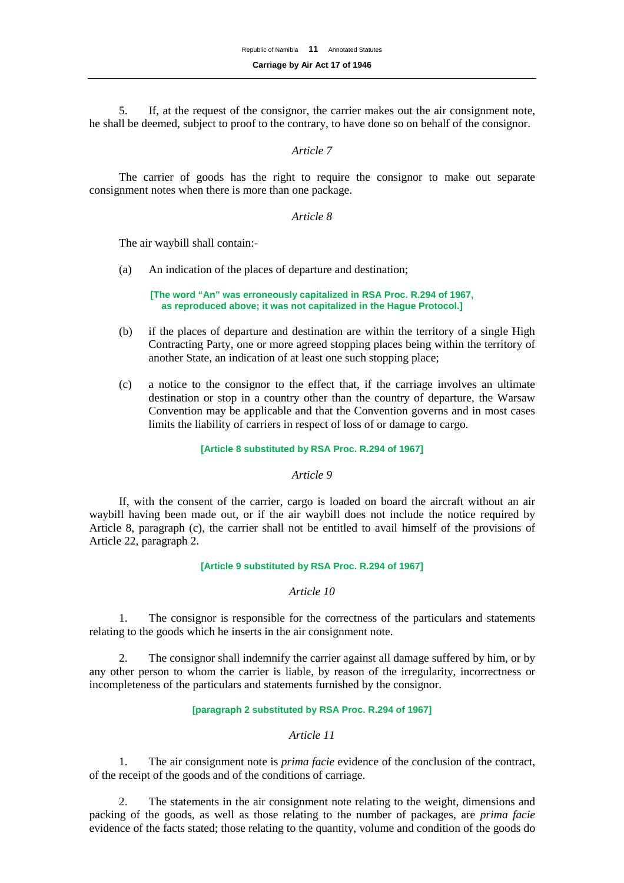5. If, at the request of the consignor, the carrier makes out the air consignment note, he shall be deemed, subject to proof to the contrary, to have done so on behalf of the consignor.

*Article 7*

The carrier of goods has the right to require the consignor to make out separate consignment notes when there is more than one package.

*Article 8*

The air waybill shall contain:-

(a) An indication of the places of departure and destination;

**[The word "An" was erroneously capitalized in RSA Proc. R.294 of 1967, as reproduced above; it was not capitalized in the Hague Protocol.]**

(b) if the places of departure and destination are within the territory of a single High Contracting Party, one or more agreed stopping places being within the territory of another State, an indication of at least one such stopping place;

(c) a notice to the consignor to the effect that, if the carriage involves an ultimate destination or stop in a country other than the country of departure, the Warsaw Convention may be applicable and that the Convention governs and in most cases limits the liability of carriers in respect of loss of or damage to cargo.

**[Article 8 substituted by RSA Proc. R.294 of 1967]**

*Article 9*

If, with the consent of the carrier, cargo is loaded on board the aircraft without an air waybill having been made out, or if the air waybill does not include the notice required by Article 8, paragraph (c), the carrier shall not be entitled to avail himself of the provisions of Article 22, paragraph 2.

**[Article 9 substituted by RSA Proc. R.294 of 1967]**

*Article 10*

1. The consignor is responsible for the correctness of the particulars and statements relating to the goods which he inserts in the air consignment note.

2. The consignor shall indemnify the carrier against all damage suffered by him, or by any other person to whom the carrier is liable, by reason of the irregularity, incorrectness or incompleteness of the particulars and statements furnished by the consignor.

**[paragraph 2 substituted by RSA Proc. R.294 of 1967]**

*Article 11*

1. The air consignment note is *prima facie* evidence of the conclusion of the contract, of the receipt of the goods and of the conditions of carriage.

2. The statements in the air consignment note relating to the weight, dimensions and packing of the goods, as well as those relating to the number of packages, are *prima facie* evidence of the facts stated; those relating to the quantity, volume and condition of the goods do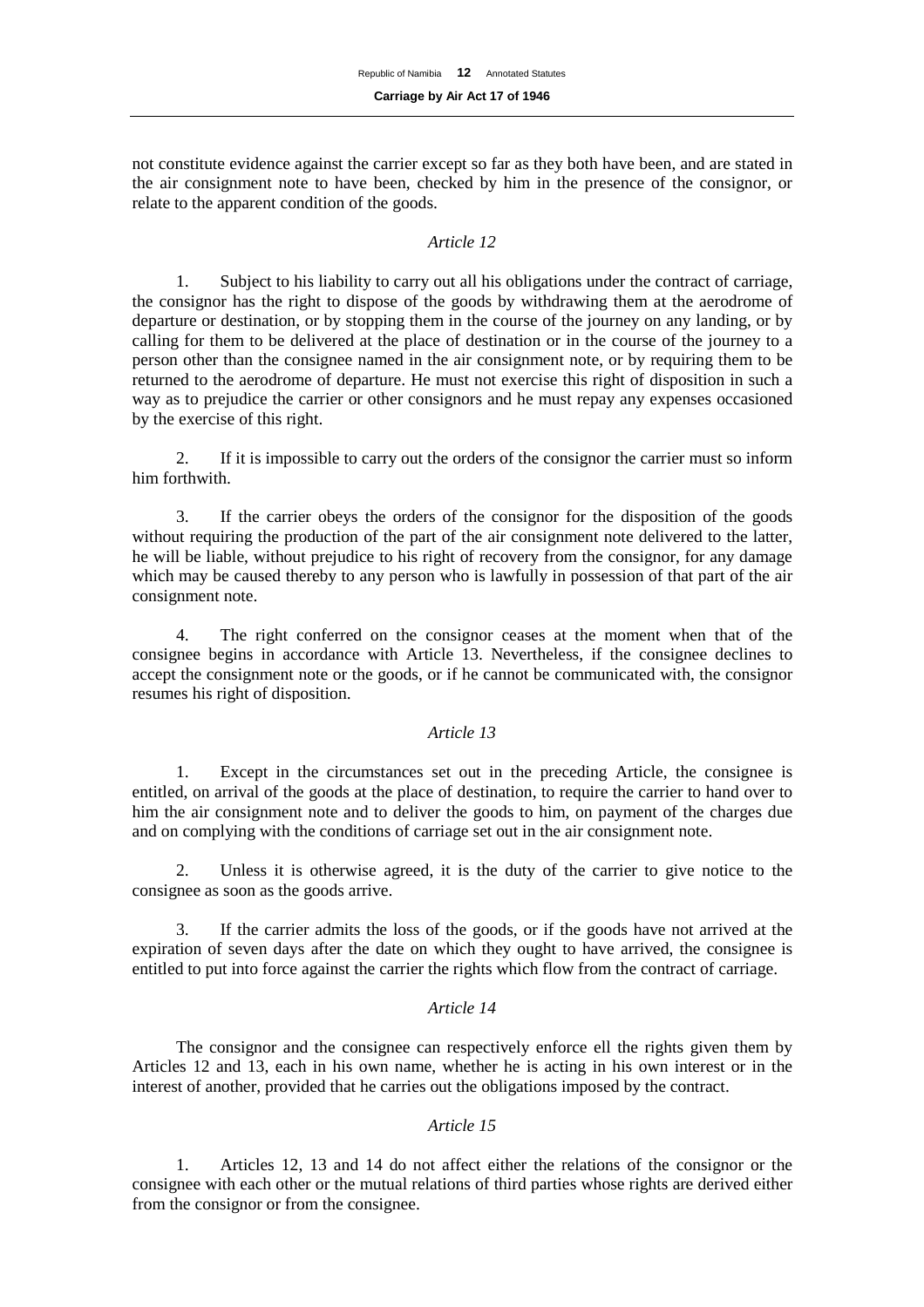not constitute evidence against the carrier except so far as they both have been, and are stated in the air consignment note to have been, checked by him in the presence of the consignor, or relate to the apparent condition of the goods.

*Article 12*

1. Subject to his liability to carry out all his obligations under the contract of carriage, the consignor has the right to dispose of the goods by withdrawing them at the aerodrome of departure or destination, or by stopping them in the course of the journey on any landing, or by calling for them to be delivered at the place of destination or in the course of the journey to a person other than the consignee named in the air consignment note, or by requiring them to be returned to the aerodrome of departure. He must not exercise this right of disposition in such a way as to prejudice the carrier or other consignors and he must repay any expenses occasioned by the exercise of this right.

2. If it is impossible to carry out the orders of the consignor the carrier must so inform him forthwith.

3. If the carrier obeys the orders of the consignor for the disposition of the goods without requiring the production of the part of the air consignment note delivered to the latter, he will be liable, without prejudice to his right of recovery from the consignor, for any damage which may be caused thereby to any person who is lawfully in possession of that part of the air consignment note.

4. The right conferred on the consignor ceases at the moment when that of the consignee begins in accordance with Article 13. Nevertheless, if the consignee declines to accept the consignment note or the goods, or if he cannot be communicated with, the consignor resumes his right of disposition.

*Article 13*

1. Except in the circumstances set out in the preceding Article, the consignee is entitled, on arrival of the goods at the place of destination, to require the carrier to hand over to him the air consignment note and to deliver the goods to him, on payment of the charges due and on complying with the conditions of carriage set out in the air consignment note.

2. Unless it is otherwise agreed, it is the duty of the carrier to give notice to the consignee as soon as the goods arrive.

3. If the carrier admits the loss of the goods, or if the goods have not arrived at the expiration of seven days after the date on which they ought to have arrived, the consignee is entitled to put into force against the carrier the rights which flow from the contract of carriage.

*Article 14*

The consignor and the consignee can respectively enforce ell the rights given them by Articles 12 and 13, each in his own name, whether he is acting in his own interest or in the interest of another, provided that he carries out the obligations imposed by the contract.

*Article 15*

1. Articles 12, 13 and 14 do not affect either the relations of the consignor or the consignee with each other or the mutual relations of third parties whose rights are derived either from the consignor or from the consignee.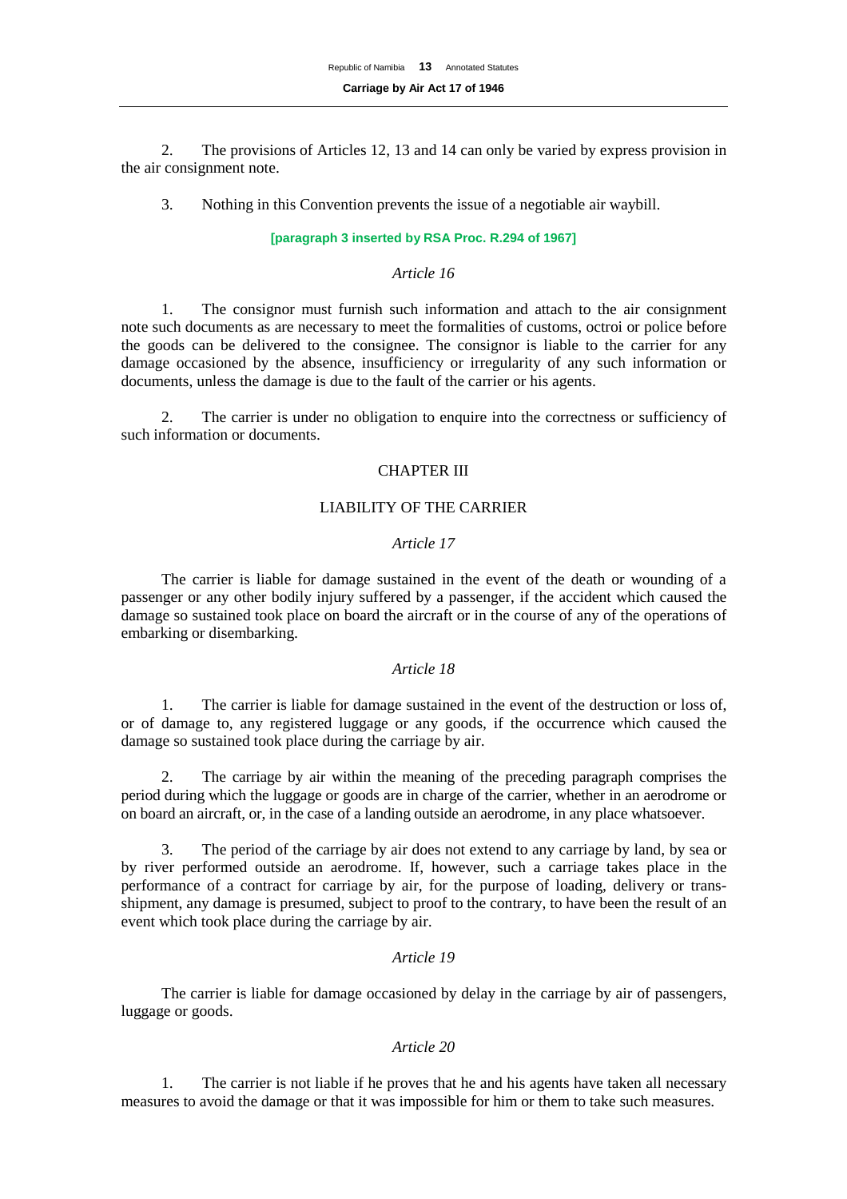2. The provisions of Articles 12, 13 and 14 can only be varied by express provision in the air consignment note.

3. Nothing in this Convention prevents the issue of a negotiable air waybill.

**[paragraph 3 inserted by RSA Proc. R.294 of 1967]**

*Article 16*

1. The consignor must furnish such information and attach to the air consignment note such documents as are necessary to meet the formalities of customs, octroi or police before the goods can be delivered to the consignee. The consignor is liable to the carrier for any damage occasioned by the absence, insufficiency or irregularity of any such information or documents, unless the damage is due to the fault of the carrier or his agents.

2. The carrier is under no obligation to enquire into the correctness or sufficiency of such information or documents.

## CHAPTER III

## LIABILITY OF THE CARRIER

*Article 17*

The carrier is liable for damage sustained in the event of the death or wounding of a passenger or any other bodily injury suffered by a passenger, if the accident which caused the damage so sustained took place on board the aircraft or in the course of any of the operations of embarking or disembarking.

*Article 18*

1. The carrier is liable for damage sustained in the event of the destruction or loss of, or of damage to, any registered luggage or any goods, if the occurrence which caused the damage so sustained took place during the carriage by air.

2. The carriage by air within the meaning of the preceding paragraph comprises the period during which the luggage or goods are in charge of the carrier, whether in an aerodrome or on board an aircraft, or, in the case of a landing outside an aerodrome, in any place whatsoever.

3. The period of the carriage by air does not extend to any carriage by land, by sea or by river performed outside an aerodrome. If, however, such a carriage takes place in the performance of a contract for carriage by air, for the purpose of loading, delivery or trans-shipment, any damage is presumed, subject to proof to the contrary, to have been the result of an event which took place during the carriage by air.

*Article 19*

The carrier is liable for damage occasioned by delay in the carriage by air of passengers, luggage or goods.

*Article 20*

1. The carrier is not liable if he proves that he and his agents have taken all necessary measures to avoid the damage or that it was impossible for him or them to take such measures.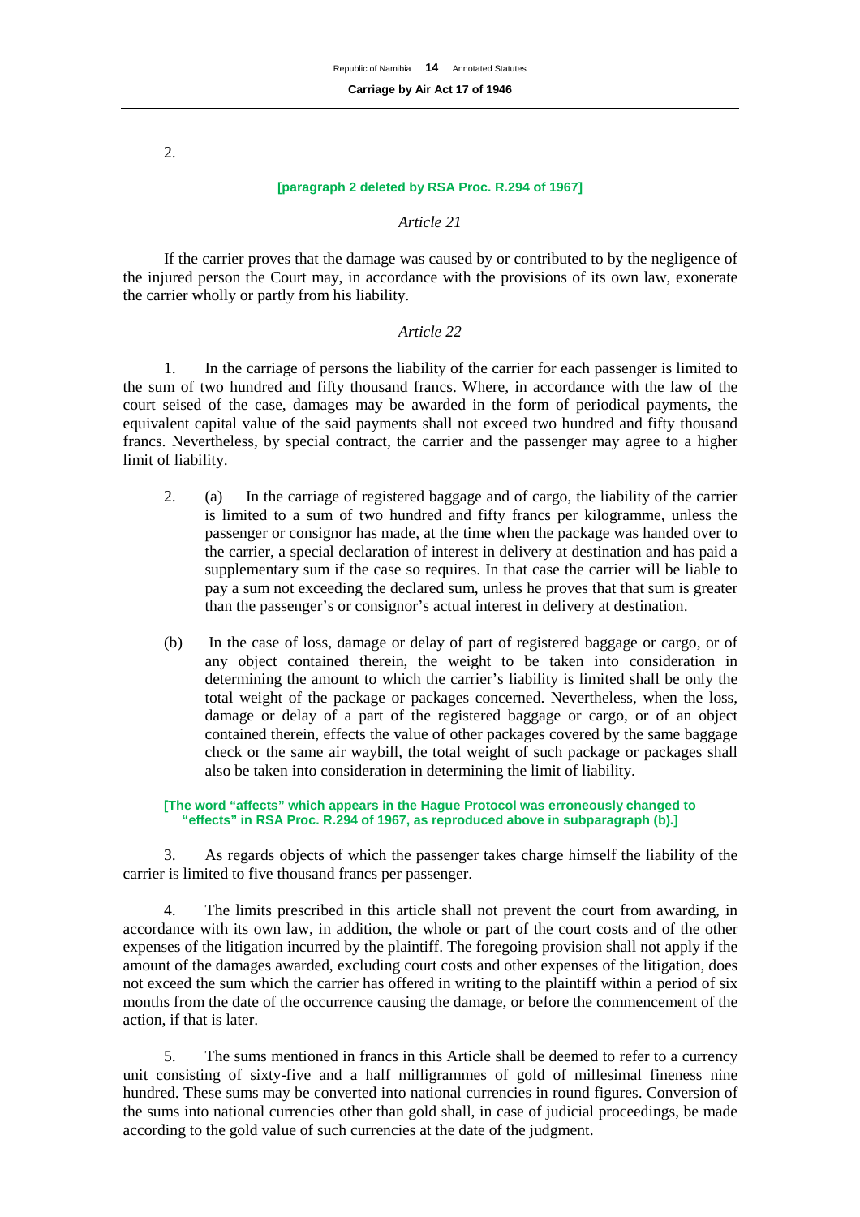2.

**[paragraph 2 deleted by RSA Proc. R.294 of 1967]**

*Article 21*

If the carrier proves that the damage was caused by or contributed to by the negligence of the injured person the Court may, in accordance with the provisions of its own law, exonerate the carrier wholly or partly from his liability.

*Article 22*

1. In the carriage of persons the liability of the carrier for each passenger is limited to the sum of two hundred and fifty thousand francs. Where, in accordance with the law of the court seised of the case, damages may be awarded in the form of periodical payments, the equivalent capital value of the said payments shall not exceed two hundred and fifty thousand francs. Nevertheless, by special contract, the carrier and the passenger may agree to a higher limit of liability.

2. (a) In the carriage of registered baggage and of cargo, the liability of the carrier is limited to a sum of two hundred and fifty francs per kilogramme, unless the passenger or consignor has made, at the time when the package was handed over to the carrier, a special declaration of interest in delivery at destination and has paid a supplementary sum if the case so requires. In that case the carrier will be liable to pay a sum not exceeding the declared sum, unless he proves that that sum is greater than the passenger's or consignor's actual interest in delivery at destination.

(b) In the case of loss, damage or delay of part of registered baggage or cargo, or of any object contained therein, the weight to be taken into consideration in determining the amount to which the carrier's liability is limited shall be only the total weight of the package or packages concerned. Nevertheless, when the loss, damage or delay of a part of the registered baggage or cargo, or of an object contained therein, effects the value of other packages covered by the same baggage check or the same air waybill, the total weight of such package or packages shall also be taken into consideration in determining the limit of liability.

**[The word "affects" which appears in the Hague Protocol was erroneously changed to "effects" in RSA Proc. R.294 of 1967, as reproduced above in subparagraph (b).]**

3. As regards objects of which the passenger takes charge himself the liability of the carrier is limited to five thousand francs per passenger.

4. The limits prescribed in this article shall not prevent the court from awarding, in accordance with its own law, in addition, the whole or part of the court costs and of the other expenses of the litigation incurred by the plaintiff. The foregoing provision shall not apply if the amount of the damages awarded, excluding court costs and other expenses of the litigation, does not exceed the sum which the carrier has offered in writing to the plaintiff within a period of six months from the date of the occurrence causing the damage, or before the commencement of the action, if that is later.

5. The sums mentioned in francs in this Article shall be deemed to refer to a currency unit consisting of sixty-five and a half milligrammes of gold of millesimal fineness nine hundred. These sums may be converted into national currencies in round figures. Conversion of the sums into national currencies other than gold shall, in case of judicial proceedings, be made according to the gold value of such currencies at the date of the judgment.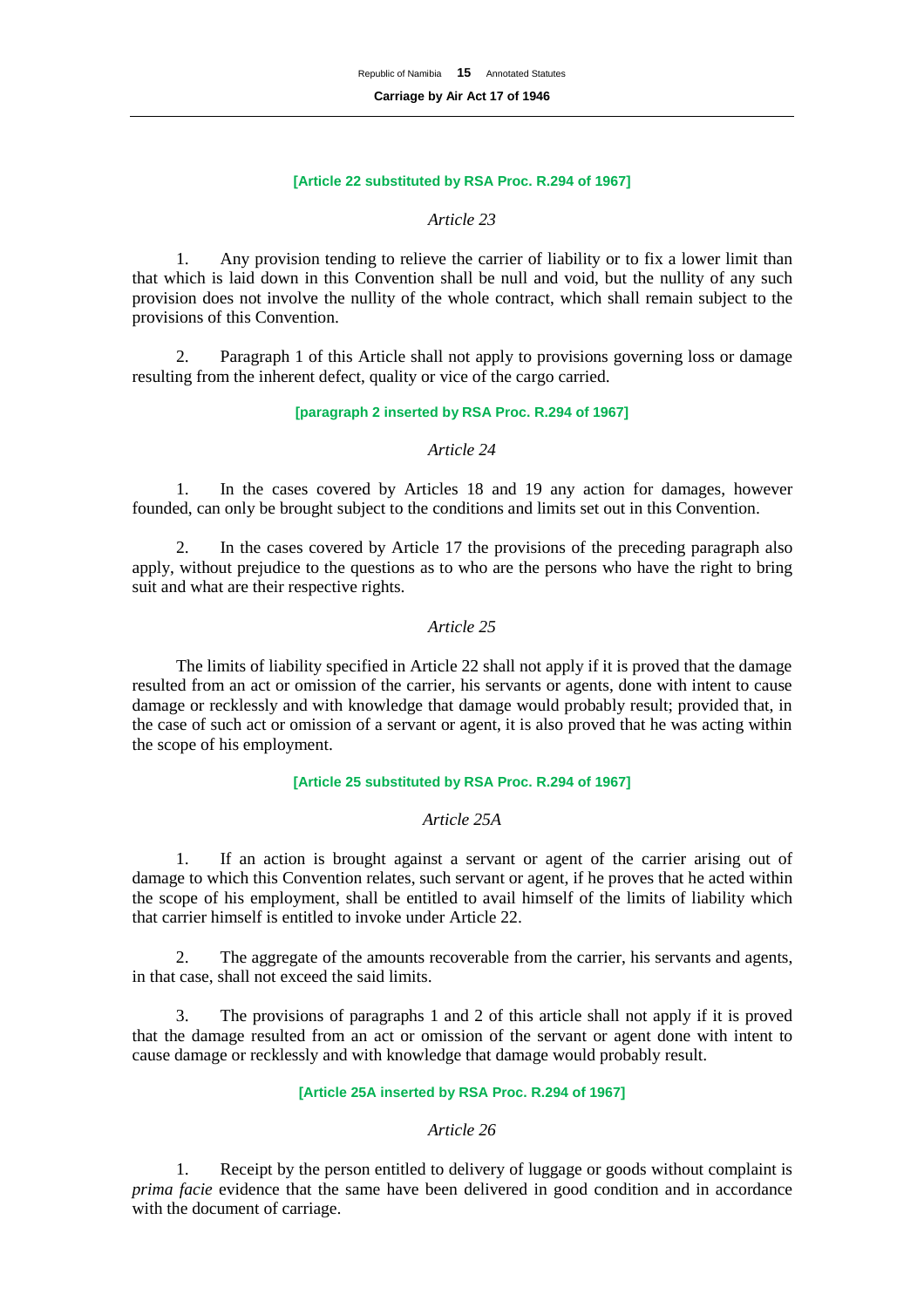**[Article 22 substituted by RSA Proc. R.294 of 1967]**

*Article 23*

1. Any provision tending to relieve the carrier of liability or to fix a lower limit than that which is laid down in this Convention shall be null and void, but the nullity of any such provision does not involve the nullity of the whole contract, which shall remain subject to the provisions of this Convention.

2. Paragraph 1 of this Article shall not apply to provisions governing loss or damage resulting from the inherent defect, quality or vice of the cargo carried.

**[paragraph 2 inserted by RSA Proc. R.294 of 1967]**

*Article 24*

1. In the cases covered by Articles 18 and 19 any action for damages, however founded, can only be brought subject to the conditions and limits set out in this Convention.

2. In the cases covered by Article 17 the provisions of the preceding paragraph also apply, without prejudice to the questions as to who are the persons who have the right to bring suit and what are their respective rights.

*Article 25*

The limits of liability specified in Article 22 shall not apply if it is proved that the damage resulted from an act or omission of the carrier, his servants or agents, done with intent to cause damage or recklessly and with knowledge that damage would probably result; provided that, in the case of such act or omission of a servant or agent, it is also proved that he was acting within the scope of his employment.

**[Article 25 substituted by RSA Proc. R.294 of 1967]**

*Article 25A*

1. If an action is brought against a servant or agent of the carrier arising out of damage to which this Convention relates, such servant or agent, if he proves that he acted within the scope of his employment, shall be entitled to avail himself of the limits of liability which that carrier himself is entitled to invoke under Article 22.

2. The aggregate of the amounts recoverable from the carrier, his servants and agents, in that case, shall not exceed the said limits.

3. The provisions of paragraphs 1 and 2 of this article shall not apply if it is proved that the damage resulted from an act or omission of the servant or agent done with intent to cause damage or recklessly and with knowledge that damage would probably result.

**[Article 25A inserted by RSA Proc. R.294 of 1967]**

*Article 26*

1. Receipt by the person entitled to delivery of luggage or goods without complaint is *prima facie* evidence that the same have been delivered in good condition and in accordance with the document of carriage.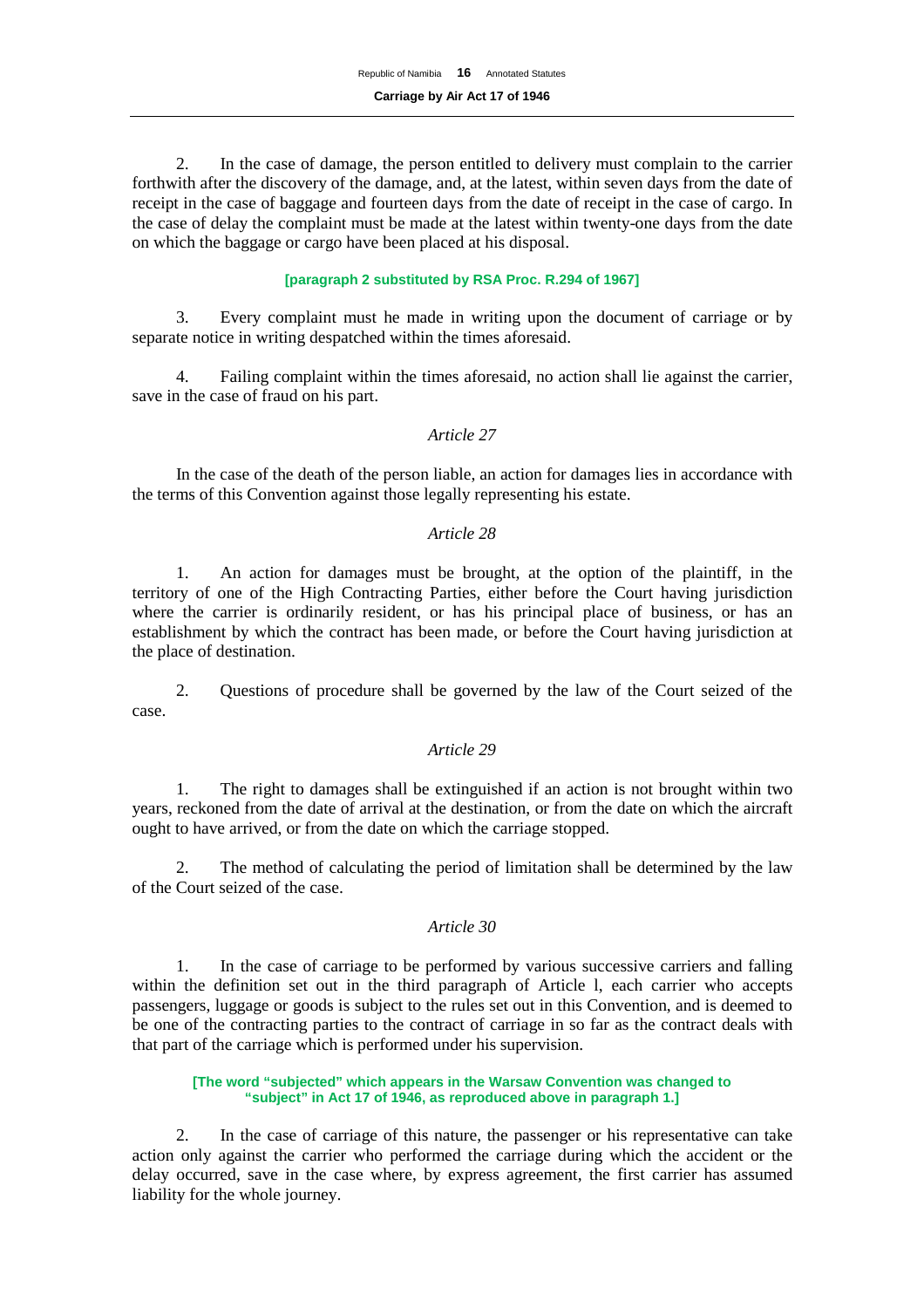2. In the case of damage, the person entitled to delivery must complain to the carrier forthwith after the discovery of the damage, and, at the latest, within seven days from the date of receipt in the case of baggage and fourteen days from the date of receipt in the case of cargo. In the case of delay the complaint must be made at the latest within twenty-one days from the date on which the baggage or cargo have been placed at his disposal.

**[paragraph 2 substituted by RSA Proc. R.294 of 1967]**

3. Every complaint must he made in writing upon the document of carriage or by separate notice in writing despatched within the times aforesaid.

4. Failing complaint within the times aforesaid, no action shall lie against the carrier, save in the case of fraud on his part.

*Article 27*

In the case of the death of the person liable, an action for damages lies in accordance with the terms of this Convention against those legally representing his estate.

*Article 28*

1. An action for damages must be brought, at the option of the plaintiff, in the territory of one of the High Contracting Parties, either before the Court having jurisdiction where the carrier is ordinarily resident, or has his principal place of business, or has an establishment by which the contract has been made, or before the Court having jurisdiction at the place of destination.

2. Questions of procedure shall be governed by the law of the Court seized of the case.

*Article 29*

1. The right to damages shall be extinguished if an action is not brought within two years, reckoned from the date of arrival at the destination, or from the date on which the aircraft ought to have arrived, or from the date on which the carriage stopped.

2. The method of calculating the period of limitation shall be determined by the law of the Court seized of the case.

*Article 30*

1. In the case of carriage to be performed by various successive carriers and falling within the definition set out in the third paragraph of Article l, each carrier who accepts passengers, luggage or goods is subject to the rules set out in this Convention, and is deemed to be one of the contracting parties to the contract of carriage in so far as the contract deals with that part of the carriage which is performed under his supervision.

**[The word "subjected" which appears in the Warsaw Convention was changed to "subject" in Act 17 of 1946, as reproduced above in paragraph 1.]**

2. In the case of carriage of this nature, the passenger or his representative can take action only against the carrier who performed the carriage during which the accident or the delay occurred, save in the case where, by express agreement, the first carrier has assumed liability for the whole journey.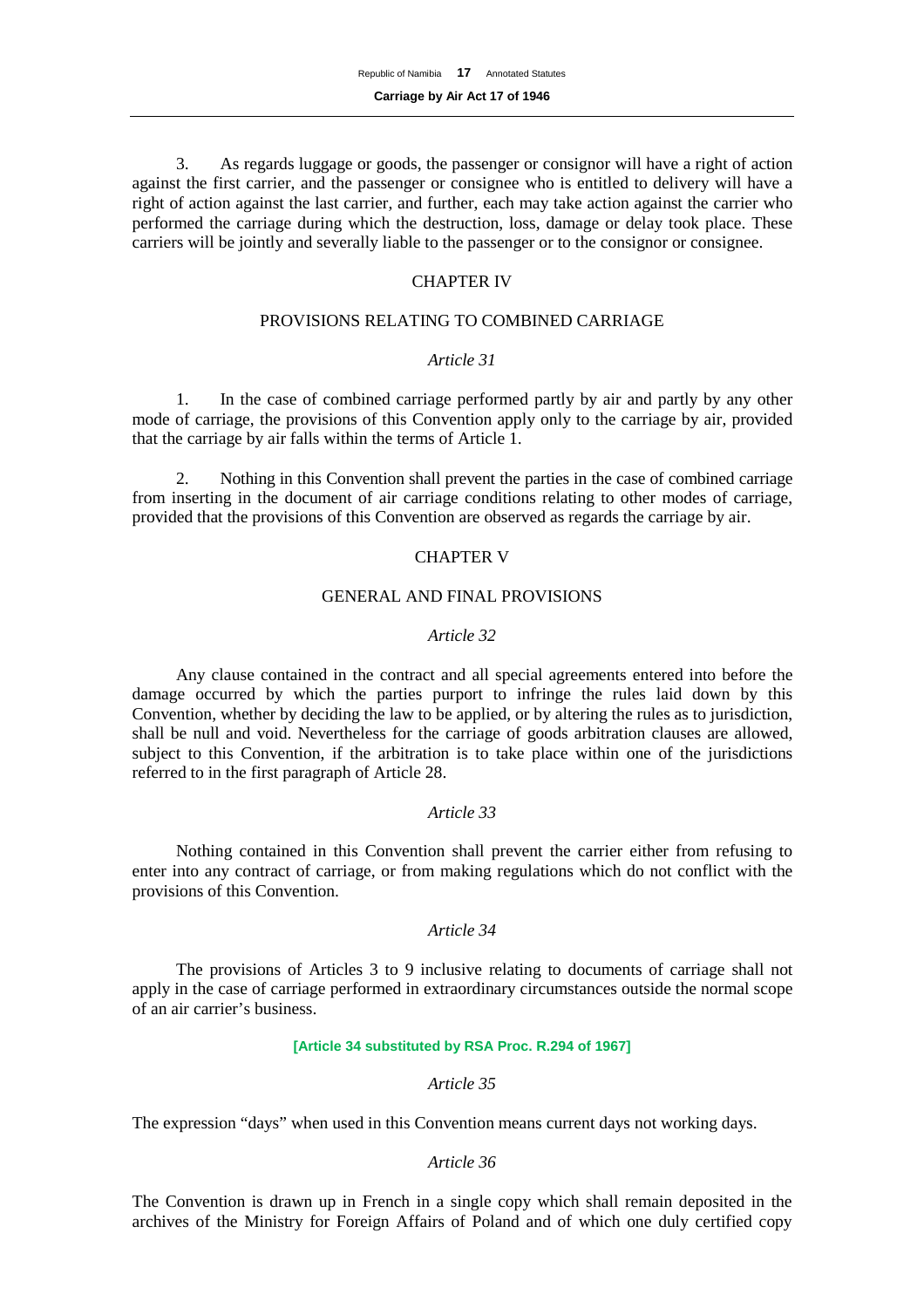3. As regards luggage or goods, the passenger or consignor will have a right of action against the first carrier, and the passenger or consignee who is entitled to delivery will have a right of action against the last carrier, and further, each may take action against the carrier who performed the carriage during which the destruction, loss, damage or delay took place. These carriers will be jointly and severally liable to the passenger or to the consignor or consignee.

## CHAPTER IV

## PROVISIONS RELATING TO COMBINED CARRIAGE

*Article 31*

1. In the case of combined carriage performed partly by air and partly by any other mode of carriage, the provisions of this Convention apply only to the carriage by air, provided that the carriage by air falls within the terms of Article 1.

2. Nothing in this Convention shall prevent the parties in the case of combined carriage from inserting in the document of air carriage conditions relating to other modes of carriage, provided that the provisions of this Convention are observed as regards the carriage by air.

## CHAPTER V

## GENERAL AND FINAL PROVISIONS

*Article 32*

Any clause contained in the contract and all special agreements entered into before the damage occurred by which the parties purport to infringe the rules laid down by this Convention, whether by deciding the law to be applied, or by altering the rules as to jurisdiction, shall be null and void. Nevertheless for the carriage of goods arbitration clauses are allowed, subject to this Convention, if the arbitration is to take place within one of the jurisdictions referred to in the first paragraph of Article 28.

*Article 33*

Nothing contained in this Convention shall prevent the carrier either from refusing to enter into any contract of carriage, or from making regulations which do not conflict with the provisions of this Convention.

*Article 34*

The provisions of Articles 3 to 9 inclusive relating to documents of carriage shall not apply in the case of carriage performed in extraordinary circumstances outside the normal scope of an air carrier's business.

**[Article 34 substituted by RSA Proc. R.294 of 1967]**

*Article 35*

The expression "days" when used in this Convention means current days not working days.

*Article 36*

The Convention is drawn up in French in a single copy which shall remain deposited in the archives of the Ministry for Foreign Affairs of Poland and of which one duly certified copy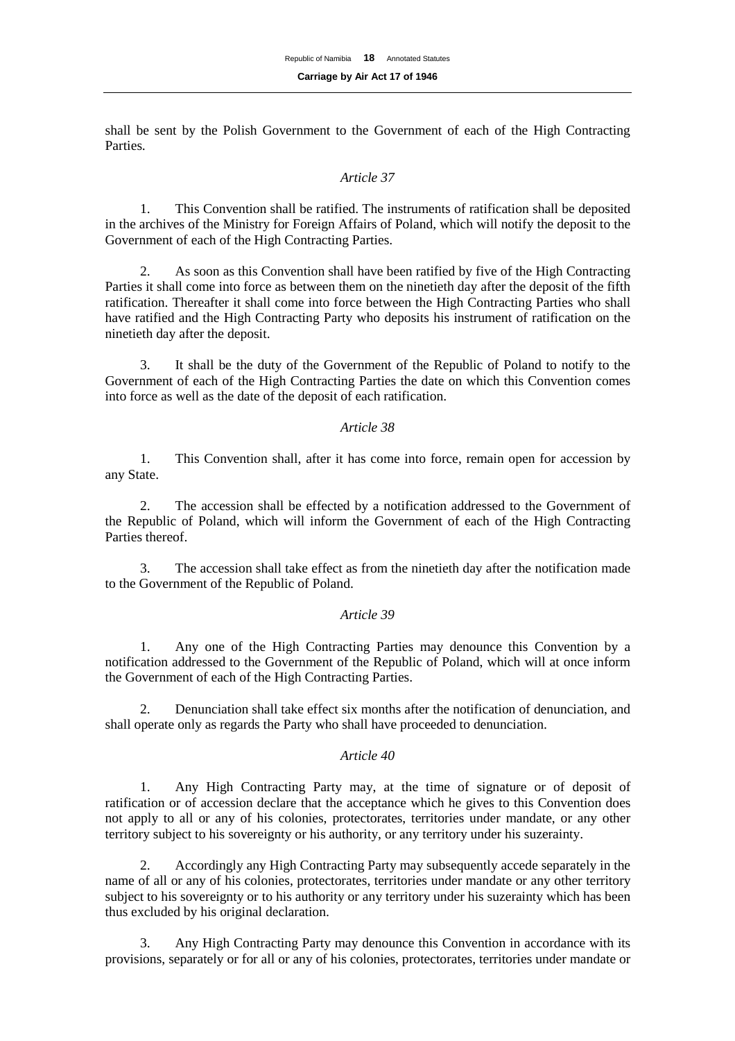shall be sent by the Polish Government to the Government of each of the High Contracting Parties.

*Article 37*

1. This Convention shall be ratified. The instruments of ratification shall be deposited in the archives of the Ministry for Foreign Affairs of Poland, which will notify the deposit to the Government of each of the High Contracting Parties.

2. As soon as this Convention shall have been ratified by five of the High Contracting Parties it shall come into force as between them on the ninetieth day after the deposit of the fifth ratification. Thereafter it shall come into force between the High Contracting Parties who shall have ratified and the High Contracting Party who deposits his instrument of ratification on the ninetieth day after the deposit.

3. It shall be the duty of the Government of the Republic of Poland to notify to the Government of each of the High Contracting Parties the date on which this Convention comes into force as well as the date of the deposit of each ratification.

*Article 38*

1. This Convention shall, after it has come into force, remain open for accession by any State.

2. The accession shall be effected by a notification addressed to the Government of the Republic of Poland, which will inform the Government of each of the High Contracting Parties thereof.

3. The accession shall take effect as from the ninetieth day after the notification made to the Government of the Republic of Poland.

*Article 39*

1. Any one of the High Contracting Parties may denounce this Convention by a notification addressed to the Government of the Republic of Poland, which will at once inform the Government of each of the High Contracting Parties.

2. Denunciation shall take effect six months after the notification of denunciation, and shall operate only as regards the Party who shall have proceeded to denunciation.

*Article 40*

1. Any High Contracting Party may, at the time of signature or of deposit of ratification or of accession declare that the acceptance which he gives to this Convention does not apply to all or any of his colonies, protectorates, territories under mandate, or any other territory subject to his sovereignty or his authority, or any territory under his suzerainty.

2. Accordingly any High Contracting Party may subsequently accede separately in the name of all or any of his colonies, protectorates, territories under mandate or any other territory subject to his sovereignty or to his authority or any territory under his suzerainty which has been thus excluded by his original declaration.

3. Any High Contracting Party may denounce this Convention in accordance with its provisions, separately or for all or any of his colonies, protectorates, territories under mandate or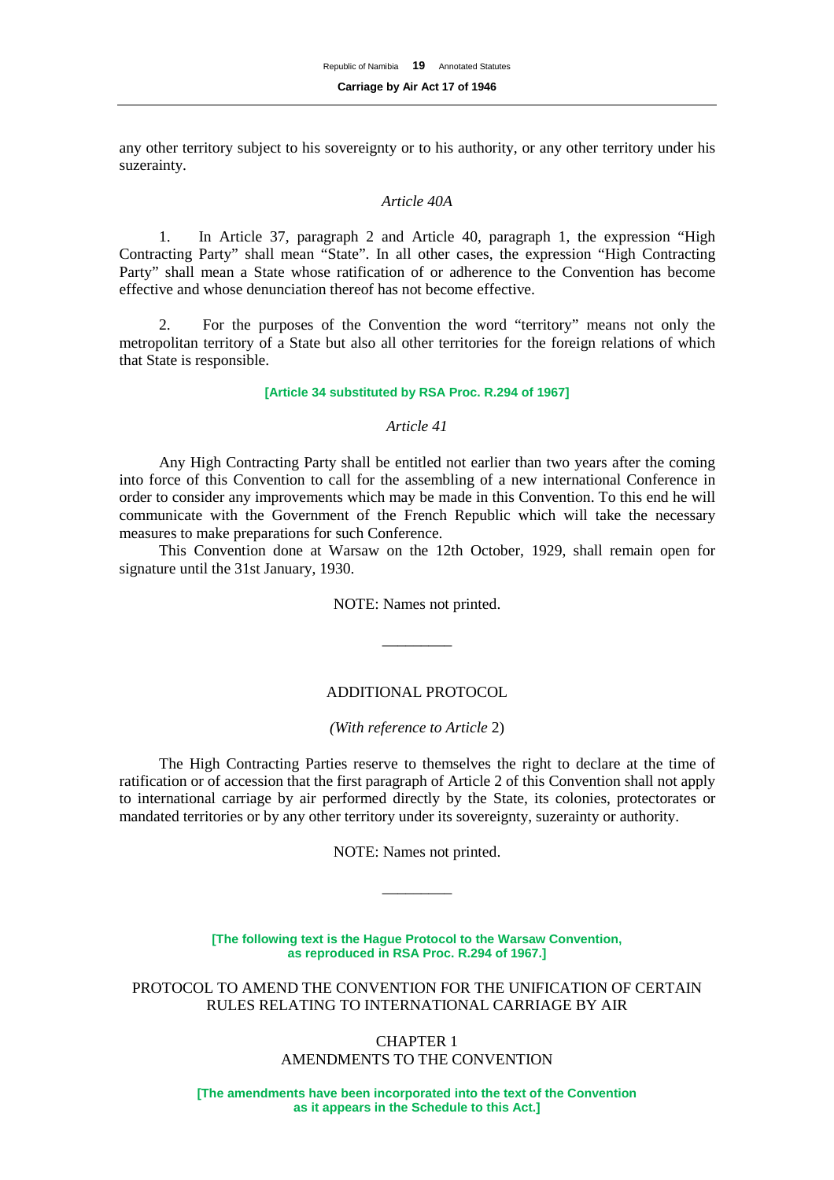any other territory subject to his sovereignty or to his authority, or any other territory under his suzerainty.

*Article 40A*

1. In Article 37, paragraph 2 and Article 40, paragraph 1, the expression "High Contracting Party" shall mean "State". In all other cases, the expression "High Contracting Party" shall mean a State whose ratification of or adherence to the Convention has become effective and whose denunciation thereof has not become effective.

2. For the purposes of the Convention the word "territory" means not only the metropolitan territory of a State but also all other territories for the foreign relations of which that State is responsible.

**[Article 34 substituted by RSA Proc. R.294 of 1967]**

*Article 41*

Any High Contracting Party shall be entitled not earlier than two years after the coming into force of this Convention to call for the assembling of a new international Conference in order to consider any improvements which may be made in this Convention. To this end he will communicate with the Government of the French Republic which will take the necessary measures to make preparations for such Conference.

This Convention done at Warsaw on the 12th October, 1929, shall remain open for signature until the 31st January, 1930.

NOTE: Names not printed.

_________

ADDITIONAL PROTOCOL

*(With reference to Article* 2)

The High Contracting Parties reserve to themselves the right to declare at the time of ratification or of accession that the first paragraph of Article 2 of this Convention shall not apply to international carriage by air performed directly by the State, its colonies, protectorates or mandated territories or by any other territory under its sovereignty, suzerainty or authority.

NOTE: Names not printed.

_________

**[The following text is the Hague Protocol to the Warsaw Convention, as reproduced in RSA Proc. R.294 of 1967.]**

PROTOCOL TO AMEND THE CONVENTION FOR THE UNIFICATION OF CERTAIN RULES RELATING TO INTERNATIONAL CARRIAGE BY AIR

CHAPTER 1
AMENDMENTS TO THE CONVENTION

**[The amendments have been incorporated into the text of the Convention as it appears in the Schedule to this Act.]**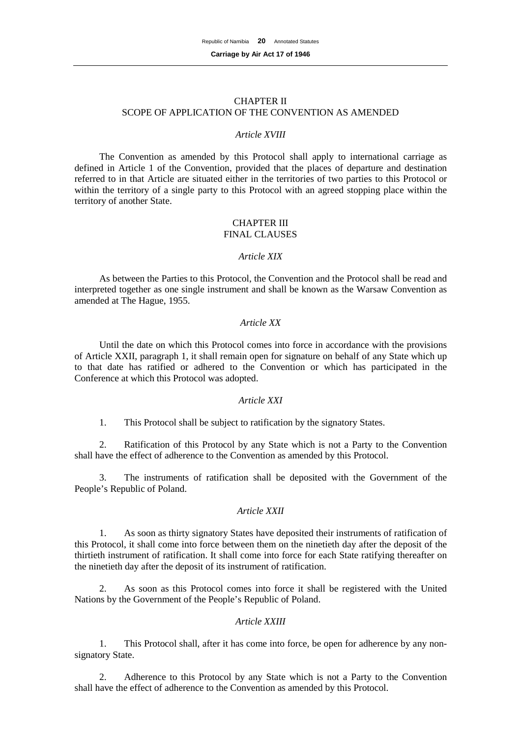## CHAPTER II
## SCOPE OF APPLICATION OF THE CONVENTION AS AMENDED

*Article XVIII*

The Convention as amended by this Protocol shall apply to international carriage as defined in Article 1 of the Convention, provided that the places of departure and destination referred to in that Article are situated either in the territories of two parties to this Protocol or within the territory of a single party to this Protocol with an agreed stopping place within the territory of another State.

## CHAPTER III
## FINAL CLAUSES

*Article XIX*

As between the Parties to this Protocol, the Convention and the Protocol shall be read and interpreted together as one single instrument and shall be known as the Warsaw Convention as amended at The Hague, 1955.

*Article XX*

Until the date on which this Protocol comes into force in accordance with the provisions of Article XXII, paragraph 1, it shall remain open for signature on behalf of any State which up to that date has ratified or adhered to the Convention or which has participated in the Conference at which this Protocol was adopted.

*Article XXI*

1. This Protocol shall be subject to ratification by the signatory States.

2. Ratification of this Protocol by any State which is not a Party to the Convention shall have the effect of adherence to the Convention as amended by this Protocol.

3. The instruments of ratification shall be deposited with the Government of the People's Republic of Poland.

*Article XXII*

1. As soon as thirty signatory States have deposited their instruments of ratification of this Protocol, it shall come into force between them on the ninetieth day after the deposit of the thirtieth instrument of ratification. It shall come into force for each State ratifying thereafter on the ninetieth day after the deposit of its instrument of ratification.

2. As soon as this Protocol comes into force it shall be registered with the United Nations by the Government of the People's Republic of Poland.

*Article XXIII*

1. This Protocol shall, after it has come into force, be open for adherence by any non-signatory State.

2. Adherence to this Protocol by any State which is not a Party to the Convention shall have the effect of adherence to the Convention as amended by this Protocol.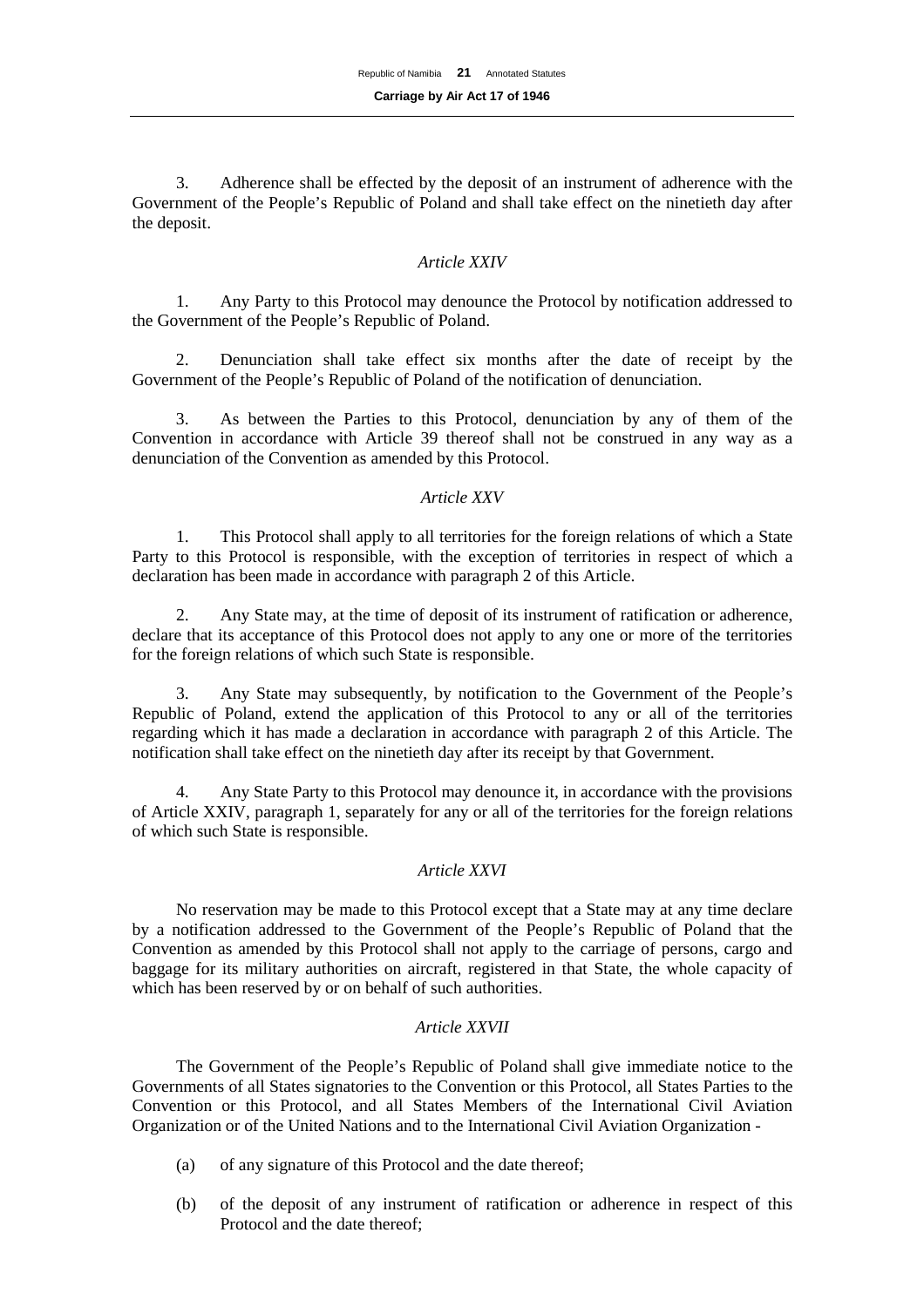3. Adherence shall be effected by the deposit of an instrument of adherence with the Government of the People's Republic of Poland and shall take effect on the ninetieth day after the deposit.

*Article XXIV*

1. Any Party to this Protocol may denounce the Protocol by notification addressed to the Government of the People's Republic of Poland.

2. Denunciation shall take effect six months after the date of receipt by the Government of the People's Republic of Poland of the notification of denunciation.

3. As between the Parties to this Protocol, denunciation by any of them of the Convention in accordance with Article 39 thereof shall not be construed in any way as a denunciation of the Convention as amended by this Protocol.

*Article XXV*

1. This Protocol shall apply to all territories for the foreign relations of which a State Party to this Protocol is responsible, with the exception of territories in respect of which a declaration has been made in accordance with paragraph 2 of this Article.

2. Any State may, at the time of deposit of its instrument of ratification or adherence, declare that its acceptance of this Protocol does not apply to any one or more of the territories for the foreign relations of which such State is responsible.

3. Any State may subsequently, by notification to the Government of the People's Republic of Poland, extend the application of this Protocol to any or all of the territories regarding which it has made a declaration in accordance with paragraph 2 of this Article. The notification shall take effect on the ninetieth day after its receipt by that Government.

4. Any State Party to this Protocol may denounce it, in accordance with the provisions of Article XXIV, paragraph 1, separately for any or all of the territories for the foreign relations of which such State is responsible.

*Article XXVI*

No reservation may be made to this Protocol except that a State may at any time declare by a notification addressed to the Government of the People's Republic of Poland that the Convention as amended by this Protocol shall not apply to the carriage of persons, cargo and baggage for its military authorities on aircraft, registered in that State, the whole capacity of which has been reserved by or on behalf of such authorities.

*Article XXVII*

The Government of the People's Republic of Poland shall give immediate notice to the Governments of all States signatories to the Convention or this Protocol, all States Parties to the Convention or this Protocol, and all States Members of the International Civil Aviation Organization or of the United Nations and to the International Civil Aviation Organization -

(a) of any signature of this Protocol and the date thereof;

(b) of the deposit of any instrument of ratification or adherence in respect of this Protocol and the date thereof;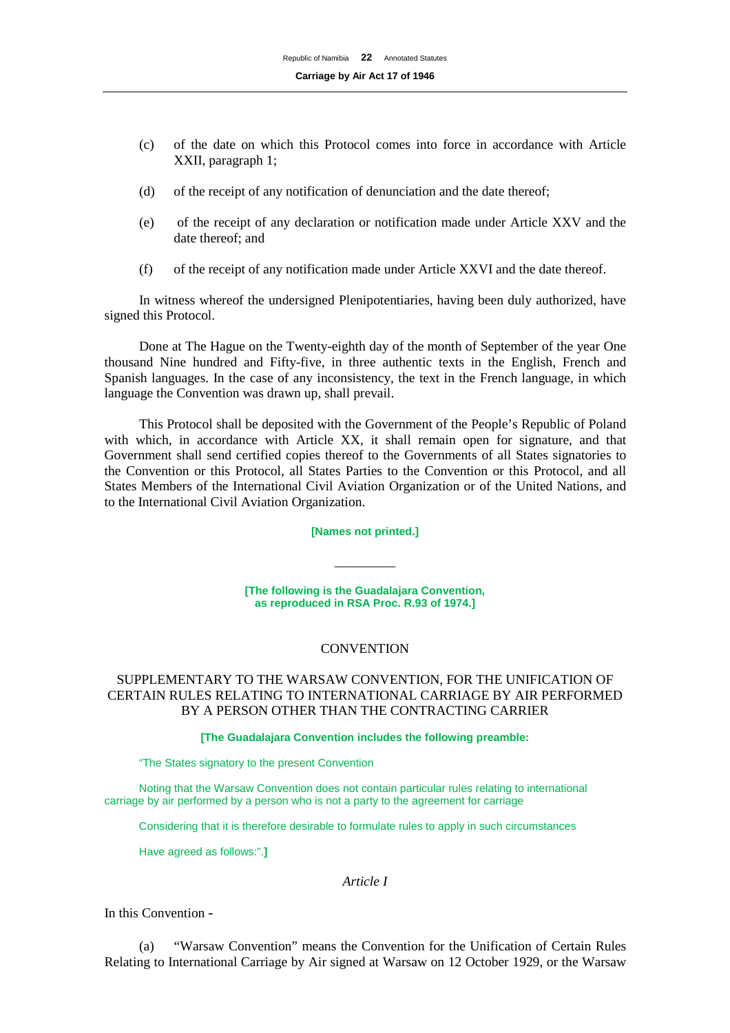(c) of the date on which this Protocol comes into force in accordance with Article XXII, paragraph 1;

(d) of the receipt of any notification of denunciation and the date thereof;

(e) of the receipt of any declaration or notification made under Article XXV and the date thereof; and

(f) of the receipt of any notification made under Article XXVI and the date thereof.

In witness whereof the undersigned Plenipotentiaries, having been duly authorized, have signed this Protocol.

Done at The Hague on the Twenty-eighth day of the month of September of the year One thousand Nine hundred and Fifty-five, in three authentic texts in the English, French and Spanish languages. In the case of any inconsistency, the text in the French language, in which language the Convention was drawn up, shall prevail.

This Protocol shall be deposited with the Government of the People's Republic of Poland with which, in accordance with Article XX, it shall remain open for signature, and that Government shall send certified copies thereof to the Governments of all States signatories to the Convention or this Protocol, all States Parties to the Convention or this Protocol, and all States Members of the International Civil Aviation Organization or of the United Nations, and to the International Civil Aviation Organization.

**[Names not printed.]**

---

**[The following is the Guadalajara Convention, as reproduced in RSA Proc. R.93 of 1974.]**

CONVENTION

SUPPLEMENTARY TO THE WARSAW CONVENTION, FOR THE UNIFICATION OF CERTAIN RULES RELATING TO INTERNATIONAL CARRIAGE BY AIR PERFORMED BY A PERSON OTHER THAN THE CONTRACTING CARRIER

**[The Guadalajara Convention includes the following preamble:**

"The States signatory to the present Convention

Noting that the Warsaw Convention does not contain particular rules relating to international carriage by air performed by a person who is not a party to the agreement for carriage

Considering that it is therefore desirable to formulate rules to apply in such circumstances

Have agreed as follows:".**]**

*Article I*

In this Convention -

(a) "Warsaw Convention" means the Convention for the Unification of Certain Rules Relating to International Carriage by Air signed at Warsaw on 12 October 1929, or the Warsaw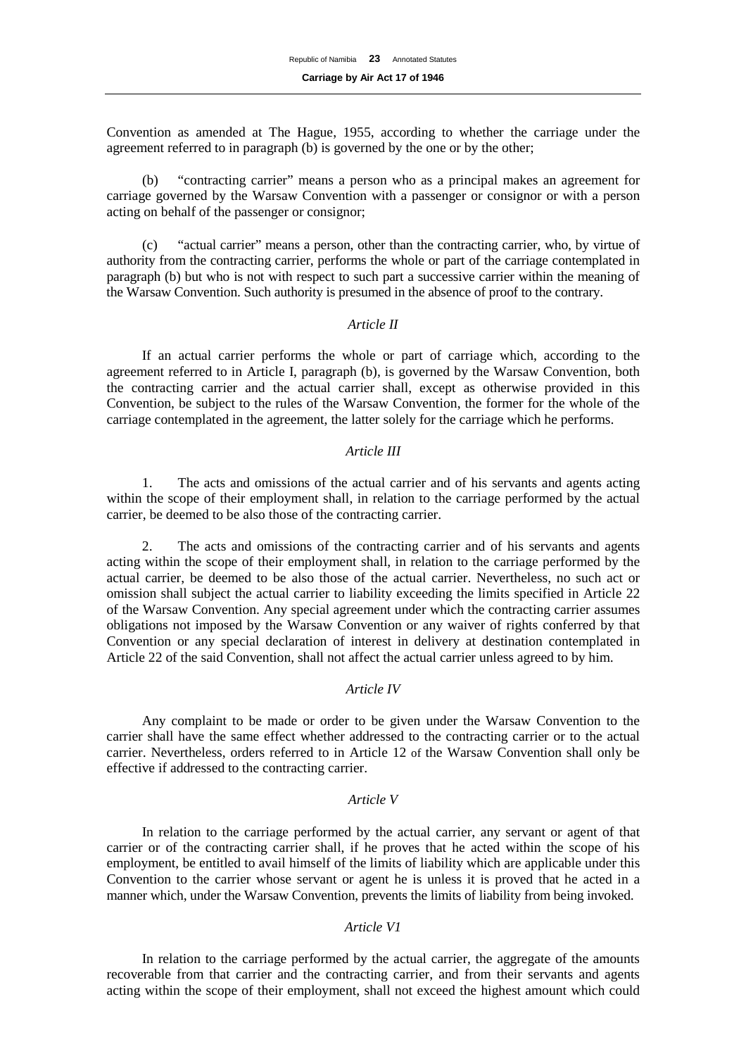Convention as amended at The Hague, 1955, according to whether the carriage under the agreement referred to in paragraph (b) is governed by the one or by the other;

(b) "contracting carrier" means a person who as a principal makes an agreement for carriage governed by the Warsaw Convention with a passenger or consignor or with a person acting on behalf of the passenger or consignor;

(c) "actual carrier" means a person, other than the contracting carrier, who, by virtue of authority from the contracting carrier, performs the whole or part of the carriage contemplated in paragraph (b) but who is not with respect to such part a successive carrier within the meaning of the Warsaw Convention. Such authority is presumed in the absence of proof to the contrary.

*Article II*

If an actual carrier performs the whole or part of carriage which, according to the agreement referred to in Article I, paragraph (b), is governed by the Warsaw Convention, both the contracting carrier and the actual carrier shall, except as otherwise provided in this Convention, be subject to the rules of the Warsaw Convention, the former for the whole of the carriage contemplated in the agreement, the latter solely for the carriage which he performs.

*Article III*

1. The acts and omissions of the actual carrier and of his servants and agents acting within the scope of their employment shall, in relation to the carriage performed by the actual carrier, be deemed to be also those of the contracting carrier.

2. The acts and omissions of the contracting carrier and of his servants and agents acting within the scope of their employment shall, in relation to the carriage performed by the actual carrier, be deemed to be also those of the actual carrier. Nevertheless, no such act or omission shall subject the actual carrier to liability exceeding the limits specified in Article 22 of the Warsaw Convention. Any special agreement under which the contracting carrier assumes obligations not imposed by the Warsaw Convention or any waiver of rights conferred by that Convention or any special declaration of interest in delivery at destination contemplated in Article 22 of the said Convention, shall not affect the actual carrier unless agreed to by him.

*Article IV*

Any complaint to be made or order to be given under the Warsaw Convention to the carrier shall have the same effect whether addressed to the contracting carrier or to the actual carrier. Nevertheless, orders referred to in Article 12 of the Warsaw Convention shall only be effective if addressed to the contracting carrier.

*Article V*

In relation to the carriage performed by the actual carrier, any servant or agent of that carrier or of the contracting carrier shall, if he proves that he acted within the scope of his employment, be entitled to avail himself of the limits of liability which are applicable under this Convention to the carrier whose servant or agent he is unless it is proved that he acted in a manner which, under the Warsaw Convention, prevents the limits of liability from being invoked.

*Article V1*

In relation to the carriage performed by the actual carrier, the aggregate of the amounts recoverable from that carrier and the contracting carrier, and from their servants and agents acting within the scope of their employment, shall not exceed the highest amount which could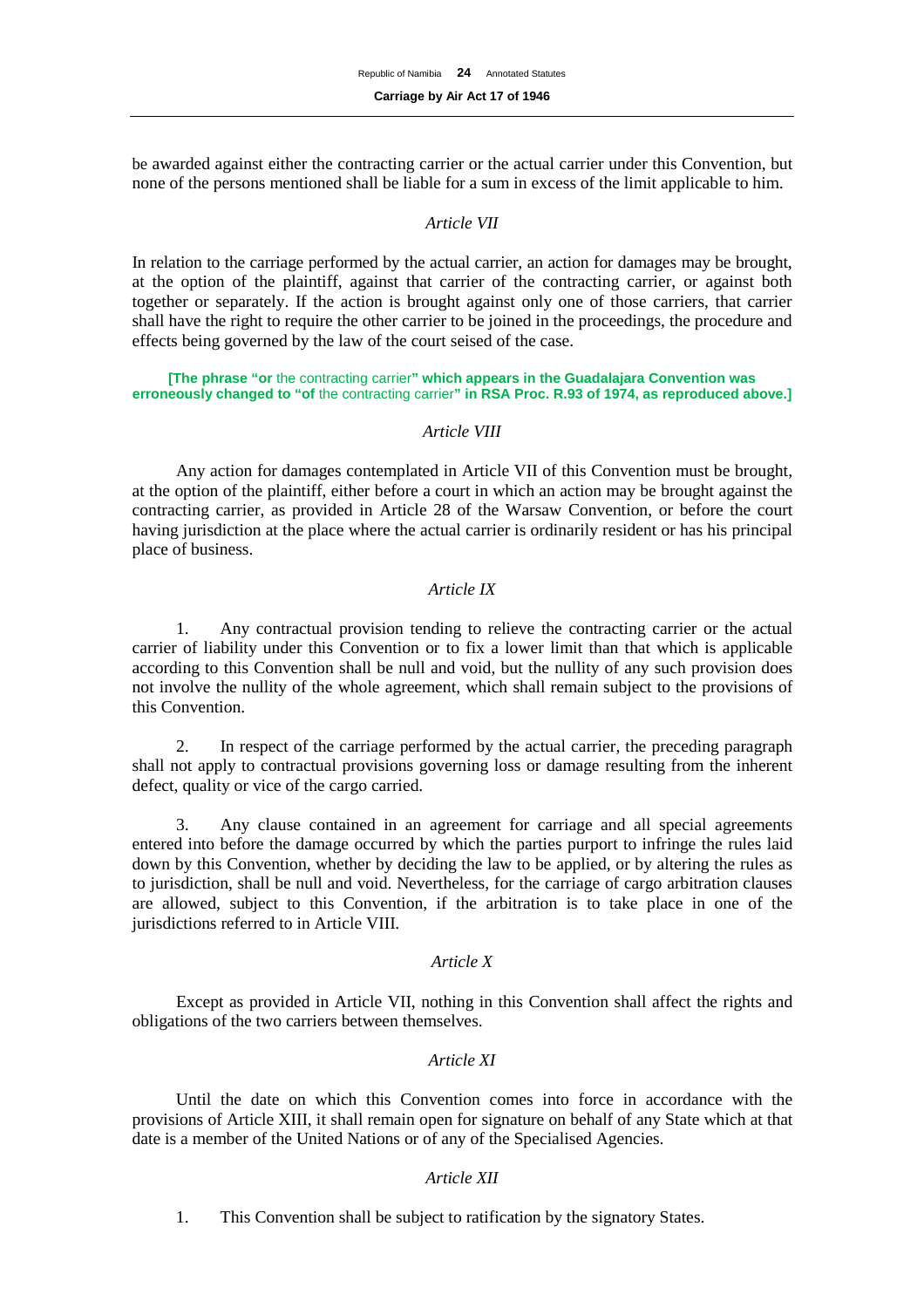be awarded against either the contracting carrier or the actual carrier under this Convention, but none of the persons mentioned shall be liable for a sum in excess of the limit applicable to him.

*Article VII*

In relation to the carriage performed by the actual carrier, an action for damages may be brought, at the option of the plaintiff, against that carrier of the contracting carrier, or against both together or separately. If the action is brought against only one of those carriers, that carrier shall have the right to require the other carrier to be joined in the proceedings, the procedure and effects being governed by the law of the court seised of the case.

**[The phrase "or** the contracting carrier**" which appears in the Guadalajara Convention was erroneously changed to "of** the contracting carrier**" in RSA Proc. R.93 of 1974, as reproduced above.]**

*Article VIII*

Any action for damages contemplated in Article VII of this Convention must be brought, at the option of the plaintiff, either before a court in which an action may be brought against the contracting carrier, as provided in Article 28 of the Warsaw Convention, or before the court having jurisdiction at the place where the actual carrier is ordinarily resident or has his principal place of business.

*Article IX*

1. Any contractual provision tending to relieve the contracting carrier or the actual carrier of liability under this Convention or to fix a lower limit than that which is applicable according to this Convention shall be null and void, but the nullity of any such provision does not involve the nullity of the whole agreement, which shall remain subject to the provisions of this Convention.

2. In respect of the carriage performed by the actual carrier, the preceding paragraph shall not apply to contractual provisions governing loss or damage resulting from the inherent defect, quality or vice of the cargo carried.

3. Any clause contained in an agreement for carriage and all special agreements entered into before the damage occurred by which the parties purport to infringe the rules laid down by this Convention, whether by deciding the law to be applied, or by altering the rules as to jurisdiction, shall be null and void. Nevertheless, for the carriage of cargo arbitration clauses are allowed, subject to this Convention, if the arbitration is to take place in one of the jurisdictions referred to in Article VIII.

*Article X*

Except as provided in Article VII, nothing in this Convention shall affect the rights and obligations of the two carriers between themselves.

*Article XI*

Until the date on which this Convention comes into force in accordance with the provisions of Article XIII, it shall remain open for signature on behalf of any State which at that date is a member of the United Nations or of any of the Specialised Agencies.

*Article XII*

1. This Convention shall be subject to ratification by the signatory States.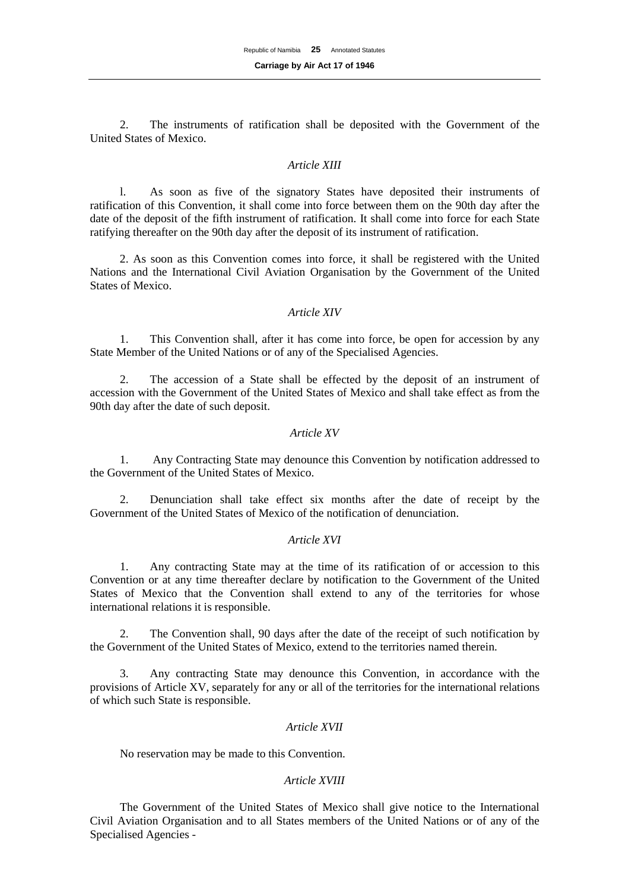2. The instruments of ratification shall be deposited with the Government of the United States of Mexico.

*Article XIII*

l. As soon as five of the signatory States have deposited their instruments of ratification of this Convention, it shall come into force between them on the 90th day after the date of the deposit of the fifth instrument of ratification. It shall come into force for each State ratifying thereafter on the 90th day after the deposit of its instrument of ratification.

2. As soon as this Convention comes into force, it shall be registered with the United Nations and the International Civil Aviation Organisation by the Government of the United States of Mexico.

*Article XIV*

1. This Convention shall, after it has come into force, be open for accession by any State Member of the United Nations or of any of the Specialised Agencies.

2. The accession of a State shall be effected by the deposit of an instrument of accession with the Government of the United States of Mexico and shall take effect as from the 90th day after the date of such deposit.

*Article XV*

1. Any Contracting State may denounce this Convention by notification addressed to the Government of the United States of Mexico.

2. Denunciation shall take effect six months after the date of receipt by the Government of the United States of Mexico of the notification of denunciation.

*Article XVI*

1. Any contracting State may at the time of its ratification of or accession to this Convention or at any time thereafter declare by notification to the Government of the United States of Mexico that the Convention shall extend to any of the territories for whose international relations it is responsible.

2. The Convention shall, 90 days after the date of the receipt of such notification by the Government of the United States of Mexico, extend to the territories named therein.

3. Any contracting State may denounce this Convention, in accordance with the provisions of Article XV, separately for any or all of the territories for the international relations of which such State is responsible.

*Article XVII*

No reservation may be made to this Convention.

*Article XVIII*

The Government of the United States of Mexico shall give notice to the International Civil Aviation Organisation and to all States members of the United Nations or of any of the Specialised Agencies -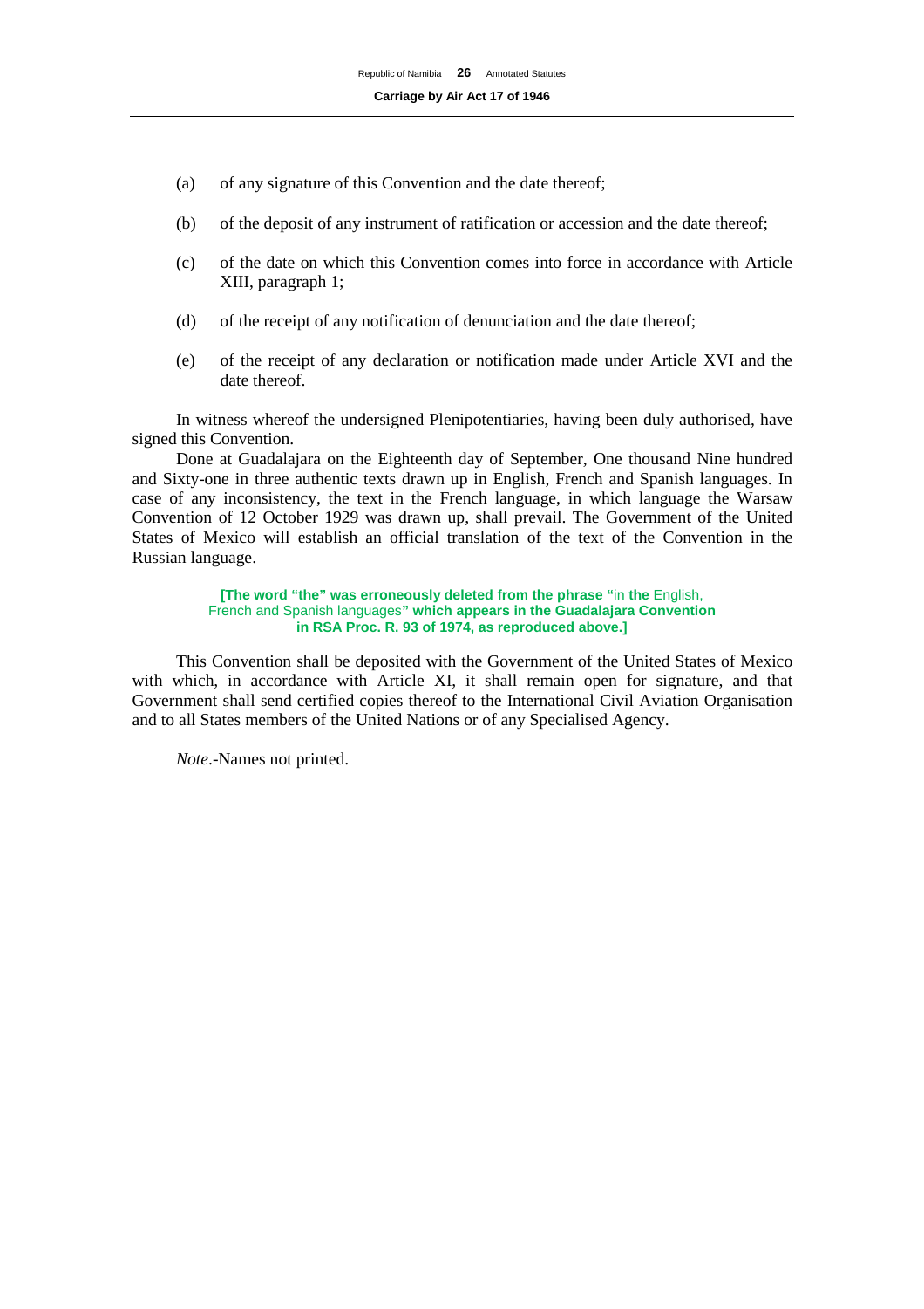(a) of any signature of this Convention and the date thereof;

(b) of the deposit of any instrument of ratification or accession and the date thereof;

(c) of the date on which this Convention comes into force in accordance with Article XIII, paragraph 1;

(d) of the receipt of any notification of denunciation and the date thereof;

(e) of the receipt of any declaration or notification made under Article XVI and the date thereof.

In witness whereof the undersigned Plenipotentiaries, having been duly authorised, have signed this Convention.

Done at Guadalajara on the Eighteenth day of September, One thousand Nine hundred and Sixty-one in three authentic texts drawn up in English, French and Spanish languages. In case of any inconsistency, the text in the French language, in which language the Warsaw Convention of 12 October 1929 was drawn up, shall prevail. The Government of the United States of Mexico will establish an official translation of the text of the Convention in the Russian language.

**[The word "the" was erroneously deleted from the phrase "**in **the** English, French and Spanish languages**" which appears in the Guadalajara Convention in RSA Proc. R. 93 of 1974, as reproduced above.]**

This Convention shall be deposited with the Government of the United States of Mexico with which, in accordance with Article XI, it shall remain open for signature, and that Government shall send certified copies thereof to the International Civil Aviation Organisation and to all States members of the United Nations or of any Specialised Agency.

*Note*.-Names not printed.